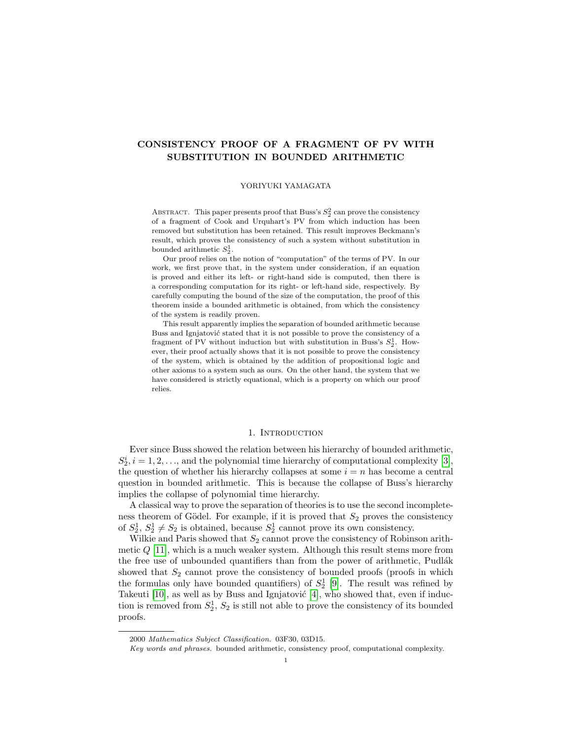# CONSISTENCY PROOF OF A FRAGMENT OF PV WITH SUBSTITUTION IN BOUNDED ARITHMETIC

YORIYUKI YAMAGATA

Abstract. This paper presents proof that Buss's $S_2^2$ can prove the consistency of a fragment of Cook and Urquhart's PV from which induction has been removed but substitution has been retained. This result improves Beckmann's result, which proves the consistency of such a system without substitution in bounded arithmetic $S_2^1$.

Our proof relies on the notion of "computation" of the terms of PV. In our work, we first prove that, in the system under consideration, if an equation is proved and either its left- or right-hand side is computed, then there is a corresponding computation for its right- or left-hand side, respectively. By carefully computing the bound of the size of the computation, the proof of this theorem inside a bounded arithmetic is obtained, from which the consistency of the system is readily proven.

This result apparently implies the separation of bounded arithmetic because Buss and Ignjatović stated that it is not possible to prove the consistency of a fragment of PV without induction but with substitution in Buss's $S_2^1$. However, their proof actually shows that it is not possible to prove the consistency of the system, which is obtained by the addition of propositional logic and other axioms to a system such as ours. On the other hand, the system that we have considered is strictly equational, which is a property on which our proof relies.

## 1. Introduction

Ever since Buss showed the relation between his hierarchy of bounded arithmetic, $S_2^i, i = 1, 2, \ldots$, and the polynomial time hierarchy of computational complexity [3], the question of whether his hierarchy collapses at some $i = n$ has become a central question in bounded arithmetic. This is because the collapse of Buss's hierarchy implies the collapse of polynomial time hierarchy.

A classical way to prove the separation of theories is to use the second incompleteness theorem of Gödel. For example, if it is proved that $S_2$ proves the consistency of $S_2^1$, $S_2^1 \neq S_2$ is obtained, because $S_2^1$ cannot prove its own consistency.

Wilkie and Paris showed that $S_2$ cannot prove the consistency of Robinson arithmetic $Q$ [11], which is a much weaker system. Although this result stems more from the free use of unbounded quantifiers than from the power of arithmetic, Pudlák showed that $S_2$ cannot prove the consistency of bounded proofs (proofs in which the formulas only have bounded quantifiers) of $S_2^1$ [9]. The result was refined by Takeuti [10], as well as by Buss and Ignjatović [4], who showed that, even if induction is removed from $S_2^1$, $S_2$ is still not able to prove the consistency of its bounded proofs.

2000 *Mathematics Subject Classification.* 03F30, 03D15.

*Key words and phrases.* bounded arithmetic, consistency proof, computational complexity.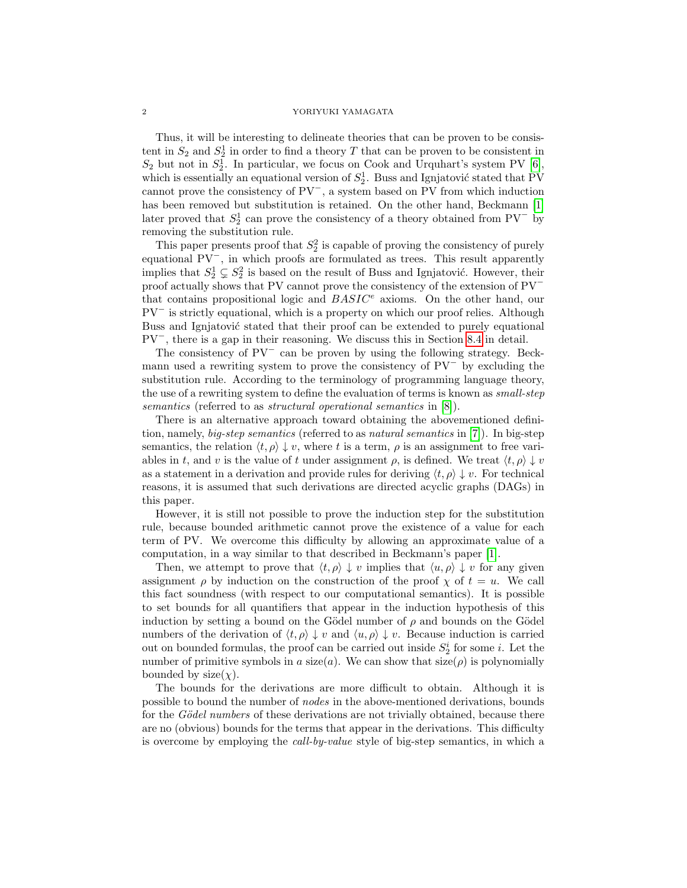Thus, it will be interesting to delineate theories that can be proven to be consistent in $S_2$ and $S^1_2$ in order to find a theory $T$ that can be proven to be consistent in $S_2$ but not in $S^1_2$. In particular, we focus on Cook and Urquhart's system PV [6], which is essentially an equational version of $S^1_2$. Buss and Ignjatović stated that PV cannot prove the consistency of $\mathrm{PV}^-$, a system based on PV from which induction has been removed but substitution is retained. On the other hand, Beckmann [1] later proved that $S^1_2$ can prove the consistency of a theory obtained from $\mathrm{PV}^-$ by removing the substitution rule.

This paper presents proof that $S^2_2$ is capable of proving the consistency of purely equational $\mathrm{PV}^-$, in which proofs are formulated as trees. This result apparently implies that $S^1_2 \subsetneq S^2_2$ is based on the result of Buss and Ignjatović. However, their proof actually shows that PV cannot prove the consistency of the extension of $\mathrm{PV}^-$ that contains propositional logic and $BASIC^e$ axioms. On the other hand, our $\mathrm{PV}^-$ is strictly equational, which is a property on which our proof relies. Although Buss and Ignjatović stated that their proof can be extended to purely equational $\mathrm{PV}^-$, there is a gap in their reasoning. We discuss this in Section 8.4 in detail.

The consistency of $\mathrm{PV}^-$ can be proven by using the following strategy. Beckmann used a rewriting system to prove the consistency of $\mathrm{PV}^-$ by excluding the substitution rule. According to the terminology of programming language theory, the use of a rewriting system to define the evaluation of terms is known as *small-step semantics* (referred to as *structural operational semantics* in [8]).

There is an alternative approach toward obtaining the abovementioned definition, namely, *big-step semantics* (referred to as *natural semantics* in [7]). In big-step semantics, the relation $\langle t, \rho \rangle \downarrow v$, where $t$ is a term, $\rho$ is an assignment to free variables in $t$, and $v$ is the value of $t$ under assignment $\rho$, is defined. We treat $\langle t, \rho \rangle \downarrow v$ as a statement in a derivation and provide rules for deriving $\langle t, \rho \rangle \downarrow v$. For technical reasons, it is assumed that such derivations are directed acyclic graphs (DAGs) in this paper.

However, it is still not possible to prove the induction step for the substitution rule, because bounded arithmetic cannot prove the existence of a value for each term of PV. We overcome this difficulty by allowing an approximate value of a computation, in a way similar to that described in Beckmann's paper [1].

Then, we attempt to prove that $\langle t, \rho \rangle \downarrow v$ implies that $\langle u, \rho \rangle \downarrow v$ for any given assignment $\rho$ by induction on the construction of the proof $\chi$ of $t = u$. We call this fact soundness (with respect to our computational semantics). It is possible to set bounds for all quantifiers that appear in the induction hypothesis of this induction by setting a bound on the Gödel number of $\rho$ and bounds on the Gödel numbers of the derivation of $\langle t, \rho \rangle \downarrow v$ and $\langle u, \rho \rangle \downarrow v$. Because induction is carried out on bounded formulas, the proof can be carried out inside $S^i_2$ for some $i$. Let the number of primitive symbols in $a$ size$(a)$. We can show that size$(\rho)$ is polynomially bounded by size$(\chi)$.

The bounds for the derivations are more difficult to obtain. Although it is possible to bound the number of *nodes* in the above-mentioned derivations, bounds for the *Gödel numbers* of these derivations are not trivially obtained, because there are no (obvious) bounds for the terms that appear in the derivations. This difficulty is overcome by employing the *call-by-value* style of big-step semantics, in which a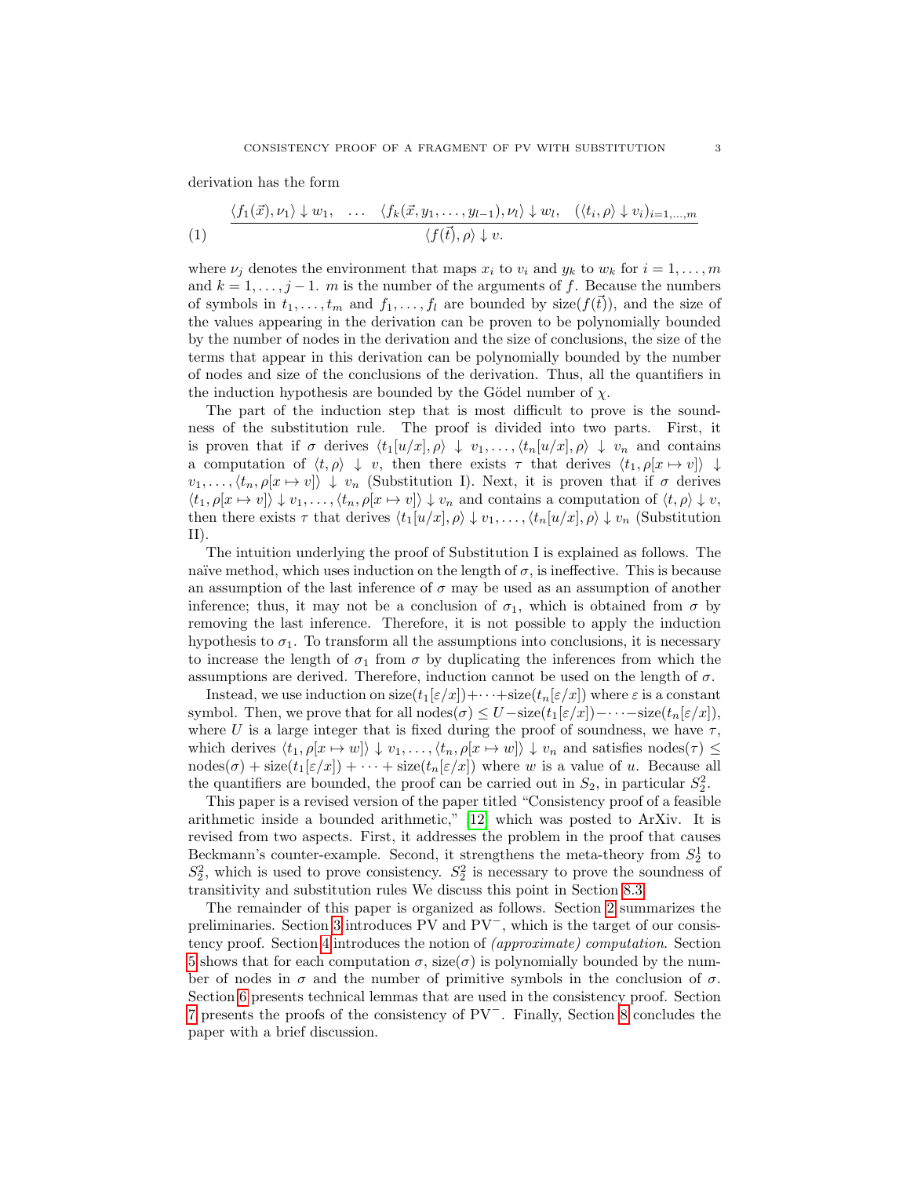derivation has the form

$$
\frac{\langle f_1(\vec{x}), \nu_1\rangle \downarrow w_1, \quad \ldots \quad \langle f_k(\vec{x}, y_1, \ldots, y_{l-1}), \nu_l\rangle \downarrow w_l, \quad (\langle t_i, \rho\rangle \downarrow v_i)_{i=1,\ldots,m}}{\langle f(\vec{t}), \rho\rangle \downarrow v.} \tag{1}
$$

where $\nu_j$ denotes the environment that maps $x_i$ to $v_i$ and $y_k$ to $w_k$ for $i = 1, \ldots, m$ and $k = 1, \ldots, j-1$. $m$ is the number of the arguments of $f$. Because the numbers of symbols in $t_1, \ldots, t_m$ and $f_1, \ldots, f_l$ are bounded by $\mathrm{size}(f(\vec{t}))$, and the size of the values appearing in the derivation can be proven to be polynomially bounded by the number of nodes in the derivation and the size of conclusions, the size of the terms that appear in this derivation can be polynomially bounded by the number of nodes and size of the conclusions of the derivation. Thus, all the quantifiers in the induction hypothesis are bounded by the Gödel number of $\chi$.

The part of the induction step that is most difficult to prove is the soundness of the substitution rule. The proof is divided into two parts. First, it is proven that if $\sigma$ derives $\langle t_1[u/x], \rho\rangle \downarrow v_1, \ldots, \langle t_n[u/x], \rho\rangle \downarrow v_n$ and contains a computation of $\langle t, \rho\rangle \downarrow v$, then there exists $\tau$ that derives $\langle t_1, \rho[x \mapsto v]\rangle \downarrow v_1, \ldots, \langle t_n, \rho[x \mapsto v]\rangle \downarrow v_n$ (Substitution I). Next, it is proven that if $\sigma$ derives $\langle t_1, \rho[x \mapsto v]\rangle \downarrow v_1, \ldots, \langle t_n, \rho[x \mapsto v]\rangle \downarrow v_n$ and contains a computation of $\langle t, \rho\rangle \downarrow v$, then there exists $\tau$ that derives $\langle t_1[u/x], \rho\rangle \downarrow v_1, \ldots, \langle t_n[u/x], \rho\rangle \downarrow v_n$ (Substitution II).

The intuition underlying the proof of Substitution I is explained as follows. The naïve method, which uses induction on the length of $\sigma$, is ineffective. This is because an assumption of the last inference of $\sigma$ may be used as an assumption of another inference; thus, it may not be a conclusion of $\sigma_1$, which is obtained from $\sigma$ by removing the last inference. Therefore, it is not possible to apply the induction hypothesis to $\sigma_1$. To transform all the assumptions into conclusions, it is necessary to increase the length of $\sigma_1$ from $\sigma$ by duplicating the inferences from which the assumptions are derived. Therefore, induction cannot be used on the length of $\sigma$.

Instead, we use induction on $\mathrm{size}(t_1[\varepsilon/x]) + \cdots + \mathrm{size}(t_n[\varepsilon/x])$ where $\varepsilon$ is a constant symbol. Then, we prove that for all $\mathrm{nodes}(\sigma) \leq U - \mathrm{size}(t_1[\varepsilon/x]) - \cdots - \mathrm{size}(t_n[\varepsilon/x])$, where $U$ is a large integer that is fixed during the proof of soundness, we have $\tau$, which derives $\langle t_1, \rho[x \mapsto w]\rangle \downarrow v_1, \ldots, \langle t_n, \rho[x \mapsto w]\rangle \downarrow v_n$ and satisfies $\mathrm{nodes}(\tau) \leq \mathrm{nodes}(\sigma) + \mathrm{size}(t_1[\varepsilon/x]) + \cdots + \mathrm{size}(t_n[\varepsilon/x])$ where $w$ is a value of $u$. Because all the quantifiers are bounded, the proof can be carried out in $S_2$, in particular $S_2^2$.

This paper is a revised version of the paper titled "Consistency proof of a feasible arithmetic inside a bounded arithmetic," [12] which was posted to ArXiv. It is revised from two aspects. First, it addresses the problem in the proof that causes Beckmann's counter-example. Second, it strengthens the meta-theory from $S_2^1$ to $S_2^2$, which is used to prove consistency. $S_2^2$ is necessary to prove the soundness of transitivity and substitution rules We discuss this point in Section 8.3.

The remainder of this paper is organized as follows. Section 2 summarizes the preliminaries. Section 3 introduces PV and $\mathrm{PV}^-$, which is the target of our consistency proof. Section 4 introduces the notion of *(approximate) computation*. Section 5 shows that for each computation $\sigma$, $\mathrm{size}(\sigma)$ is polynomially bounded by the number of nodes in $\sigma$ and the number of primitive symbols in the conclusion of $\sigma$. Section 6 presents technical lemmas that are used in the consistency proof. Section 7 presents the proofs of the consistency of $\mathrm{PV}^-$. Finally, Section 8 concludes the paper with a brief discussion.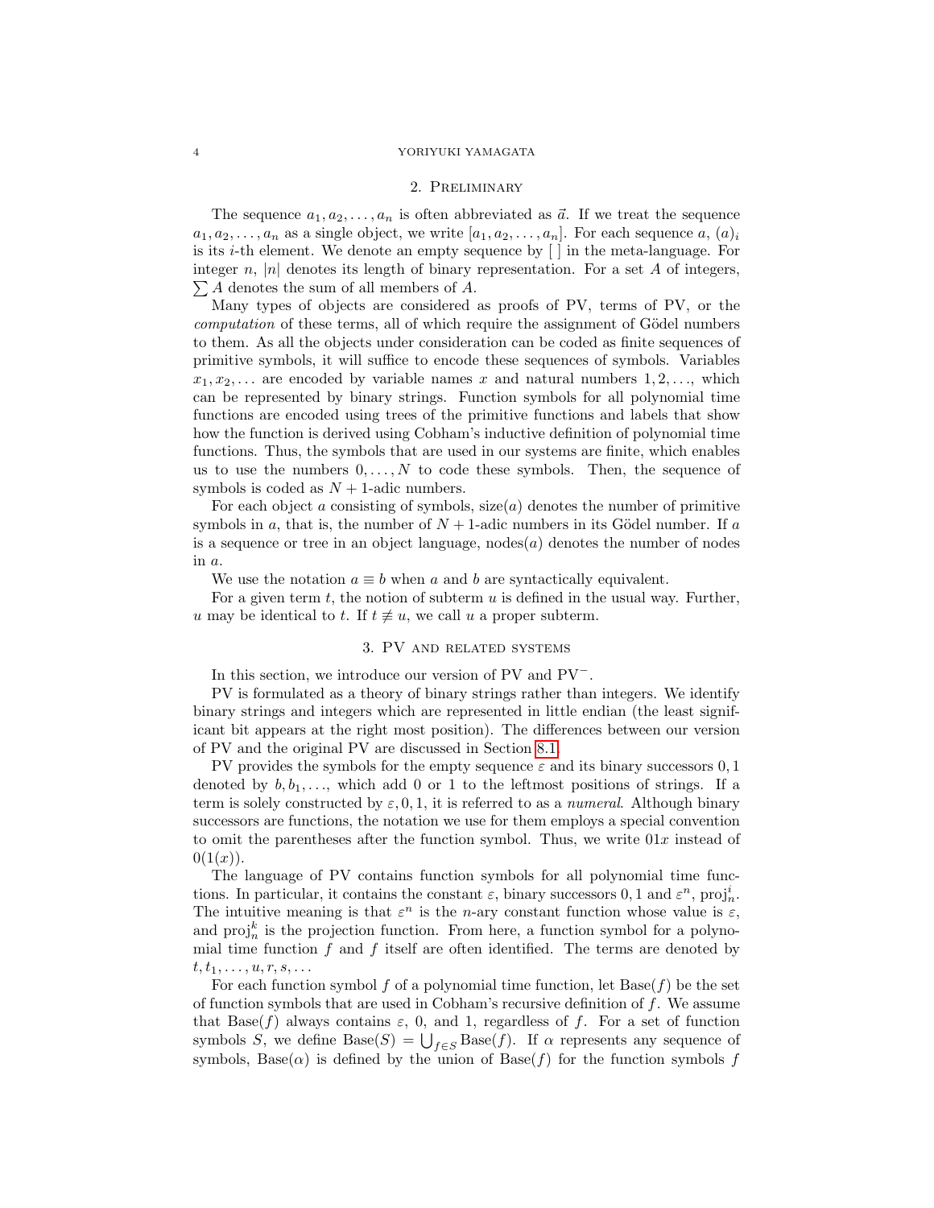## 2. Preliminary

The sequence $a_1, a_2, \ldots, a_n$ is often abbreviated as $\vec{a}$. If we treat the sequence $a_1, a_2, \ldots, a_n$ as a single object, we write $[a_1, a_2, \ldots, a_n]$. For each sequence $a$, $(a)_i$ is its $i$-th element. We denote an empty sequence by $[\,]$ in the meta-language. For integer $n$, $|n|$ denotes its length of binary representation. For a set $A$ of integers, $\sum A$ denotes the sum of all members of $A$.

Many types of objects are considered as proofs of PV, terms of PV, or the *computation* of these terms, all of which require the assignment of Gödel numbers to them. As all the objects under consideration can be coded as finite sequences of primitive symbols, it will suffice to encode these sequences of symbols. Variables $x_1, x_2, \ldots$ are encoded by variable names $x$ and natural numbers $1, 2, \ldots$, which can be represented by binary strings. Function symbols for all polynomial time functions are encoded using trees of the primitive functions and labels that show how the function is derived using Cobham's inductive definition of polynomial time functions. Thus, the symbols that are used in our systems are finite, which enables us to use the numbers $0, \ldots, N$ to code these symbols. Then, the sequence of symbols is coded as $N+1$-adic numbers.

For each object $a$ consisting of symbols, $\mathrm{size}(a)$ denotes the number of primitive symbols in $a$, that is, the number of $N+1$-adic numbers in its Gödel number. If $a$ is a sequence or tree in an object language, $\mathrm{nodes}(a)$ denotes the number of nodes in $a$.

We use the notation $a \equiv b$ when $a$ and $b$ are syntactically equivalent.

For a given term $t$, the notion of subterm $u$ is defined in the usual way. Further, $u$ may be identical to $t$. If $t \not\equiv u$, we call $u$ a proper subterm.

## 3. PV and related systems

In this section, we introduce our version of PV and $\mathrm{PV}^-$.

PV is formulated as a theory of binary strings rather than integers. We identify binary strings and integers which are represented in little endian (the least significant bit appears at the right most position). The differences between our version of PV and the original PV are discussed in Section 8.1.

PV provides the symbols for the empty sequence $\varepsilon$ and its binary successors $0, 1$ denoted by $b, b_1, \ldots$, which add 0 or 1 to the leftmost positions of strings. If a term is solely constructed by $\varepsilon, 0, 1$, it is referred to as a *numeral*. Although binary successors are functions, the notation we use for them employs a special convention to omit the parentheses after the function symbol. Thus, we write $01x$ instead of $0(1(x))$.

The language of PV contains function symbols for all polynomial time functions. In particular, it contains the constant $\varepsilon$, binary successors $0, 1$ and $\varepsilon^n$, $\mathrm{proj}_n^i$. The intuitive meaning is that $\varepsilon^n$ is the $n$-ary constant function whose value is $\varepsilon$, and $\mathrm{proj}_n^k$ is the projection function. From here, a function symbol for a polynomial time function $f$ and $f$ itself are often identified. The terms are denoted by $t, t_1, \ldots, u, r, s, \ldots$

For each function symbol $f$ of a polynomial time function, let $\mathrm{Base}(f)$ be the set of function symbols that are used in Cobham's recursive definition of $f$. We assume that $\mathrm{Base}(f)$ always contains $\varepsilon$, 0, and 1, regardless of $f$. For a set of function symbols $S$, we define $\mathrm{Base}(S) = \bigcup_{f \in S} \mathrm{Base}(f)$. If $\alpha$ represents any sequence of symbols, $\mathrm{Base}(\alpha)$ is defined by the union of $\mathrm{Base}(f)$ for the function symbols $f$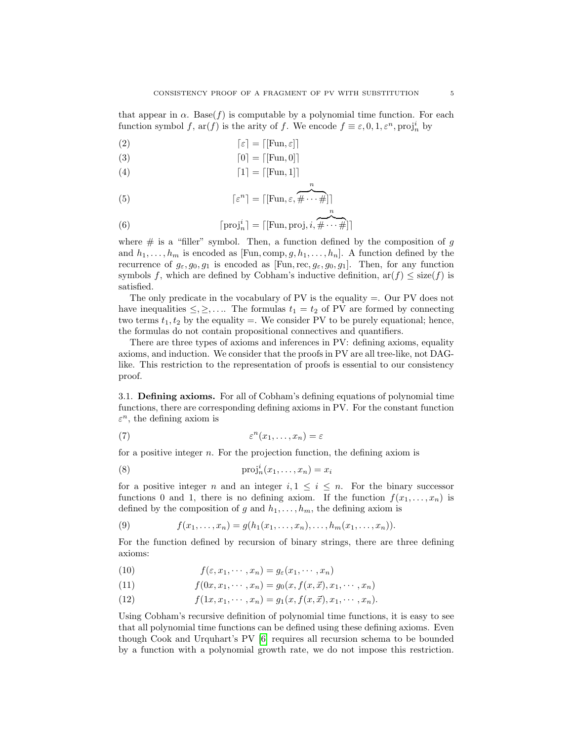that appear in $\alpha$. Base$(f)$ is computable by a polynomial time function. For each function symbol $f$, ar$(f)$ is the arity of $f$. We encode $f \equiv \varepsilon, 0, 1, \varepsilon^n, \mathrm{proj}_n^i$ by

$$\lceil \varepsilon \rceil = \lceil [\mathrm{Fun}, \varepsilon] \rceil \tag{2}$$

$$\lceil 0 \rceil = \lceil [\mathrm{Fun}, 0] \rceil \tag{3}$$

$$\lceil 1 \rceil = \lceil [\mathrm{Fun}, 1] \rceil \tag{4}$$

$$\lceil \varepsilon^n \rceil = \lceil [\mathrm{Fun}, \varepsilon, \overbrace{\# \cdots \#}^{n}] \rceil \tag{5}$$

$$\lceil \mathrm{proj}_n^i \rceil = \lceil [\mathrm{Fun}, \mathrm{proj}, i, \overbrace{\# \cdots \#}^{n}] \rceil \tag{6}$$

where # is a "filler" symbol. Then, a function defined by the composition of $g$ and $h_1, \ldots, h_m$ is encoded as $[\mathrm{Fun}, \mathrm{comp}, g, h_1, \ldots, h_n]$. A function defined by the recurrence of $g_\varepsilon, g_0, g_1$ is encoded as $[\mathrm{Fun}, \mathrm{rec}, g_\varepsilon, g_0, g_1]$. Then, for any function symbols $f$, which are defined by Cobham's inductive definition, $\mathrm{ar}(f) \leq \mathrm{size}(f)$ is satisfied.

The only predicate in the vocabulary of PV is the equality $=$. Our PV does not have inequalities $\leq, \geq, \ldots$. The formulas $t_1 = t_2$ of PV are formed by connecting two terms $t_1, t_2$ by the equality $=$. We consider PV to be purely equational; hence, the formulas do not contain propositional connectives and quantifiers.

There are three types of axioms and inferences in PV: defining axioms, equality axioms, and induction. We consider that the proofs in PV are all tree-like, not DAG-like. This restriction to the representation of proofs is essential to our consistency proof.

3.1. **Defining axioms.** For all of Cobham's defining equations of polynomial time functions, there are corresponding defining axioms in PV. For the constant function $\varepsilon^n$, the defining axiom is

$$\varepsilon^n(x_1, \ldots, x_n) = \varepsilon \tag{7}$$

for a positive integer $n$. For the projection function, the defining axiom is

$$\mathrm{proj}_n^i(x_1, \ldots, x_n) = x_i \tag{8}$$

for a positive integer $n$ and an integer $i, 1 \leq i \leq n$. For the binary successor functions 0 and 1, there is no defining axiom. If the function $f(x_1, \ldots, x_n)$ is defined by the composition of $g$ and $h_1, \ldots, h_m$, the defining axiom is

$$f(x_1, \ldots, x_n) = g(h_1(x_1, \ldots, x_n), \ldots, h_m(x_1, \ldots, x_n)). \tag{9}$$

For the function defined by recursion of binary strings, there are three defining axioms:

$$f(\varepsilon, x_1, \cdots, x_n) = g_\varepsilon(x_1, \cdots, x_n) \tag{10}$$

$$f(0x, x_1, \cdots, x_n) = g_0(x, f(x, \vec{x}), x_1, \cdots, x_n) \tag{11}$$

$$f(1x, x_1, \cdots, x_n) = g_1(x, f(x, \vec{x}), x_1, \cdots, x_n). \tag{12}$$

Using Cobham's recursive definition of polynomial time functions, it is easy to see that all polynomial time functions can be defined using these defining axioms. Even though Cook and Urquhart's PV [6] requires all recursion schema to be bounded by a function with a polynomial growth rate, we do not impose this restriction.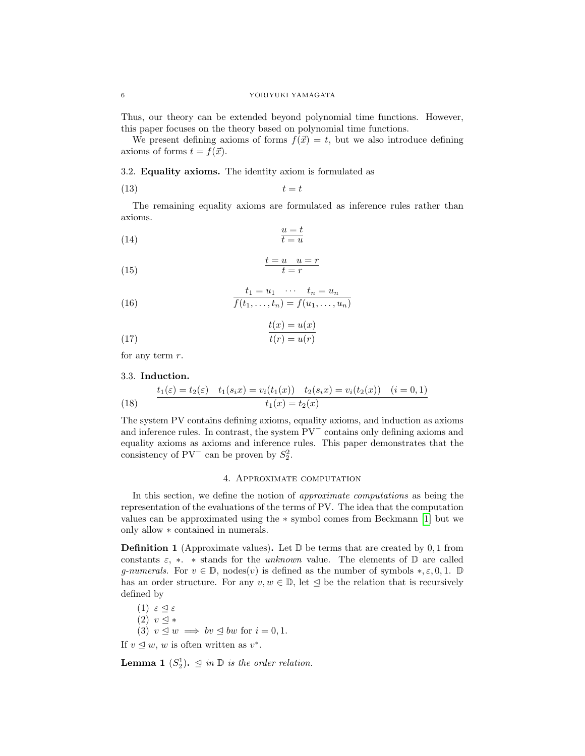Thus, our theory can be extended beyond polynomial time functions. However, this paper focuses on the theory based on polynomial time functions.

We present defining axioms of forms $f(\vec{x}) = t$, but we also introduce defining axioms of forms $t = f(\vec{x})$.

### 3.2. Equality axioms.

The identity axiom is formulated as

$$t = t \tag{13}$$

The remaining equality axioms are formulated as inference rules rather than axioms.

$$\frac{u = t}{t = u} \tag{14}$$

$$\frac{t = u \quad u = r}{t = r} \tag{15}$$

$$\frac{t_1 = u_1 \quad \cdots \quad t_n = u_n}{f(t_1, \dots, t_n) = f(u_1, \dots, u_n)} \tag{16}$$

$$\frac{t(x) = u(x)}{t(r) = u(r)} \tag{17}$$

for any term $r$.

### 3.3. Induction.

$$\frac{t_1(\varepsilon) = t_2(\varepsilon) \quad t_1(s_i x) = v_i(t_1(x)) \quad t_2(s_i x) = v_i(t_2(x)) \quad (i = 0, 1)}{t_1(x) = t_2(x)} \tag{18}$$

The system PV contains defining axioms, equality axioms, and induction as axioms and inference rules. In contrast, the system $\mathrm{PV}^-$ contains only defining axioms and equality axioms as axioms and inference rules. This paper demonstrates that the consistency of $\mathrm{PV}^-$ can be proven by $S^2_2$.

## 4. Approximate computation

In this section, we define the notion of *approximate computations* as being the representation of the evaluations of the terms of PV. The idea that the computation values can be approximated using the $*$ symbol comes from Beckmann [1] but we only allow $*$ contained in numerals.

**Definition 1** (Approximate values)**.** Let $\mathbb{D}$ be terms that are created by $0, 1$ from constants $\varepsilon$, $*$. $*$ stands for the *unknown* value. The elements of $\mathbb{D}$ are called *g-numerals*. For $v \in \mathbb{D}$, $\mathrm{nodes}(v)$ is defined as the number of symbols $*, \varepsilon, 0, 1$. $\mathbb{D}$ has an order structure. For any $v, w \in \mathbb{D}$, let $\trianglelefteq$ be the relation that is recursively defined by

1. $\varepsilon \trianglelefteq \varepsilon$
2. $v \trianglelefteq *$
3. $v \trianglelefteq w \implies bv \trianglelefteq bw$ for $i = 0, 1$.

If $v \trianglelefteq w$, $w$ is often written as $v^*$.

**Lemma 1** ($S^1_2$)**.** *$\trianglelefteq$ in $\mathbb{D}$ is the order relation.*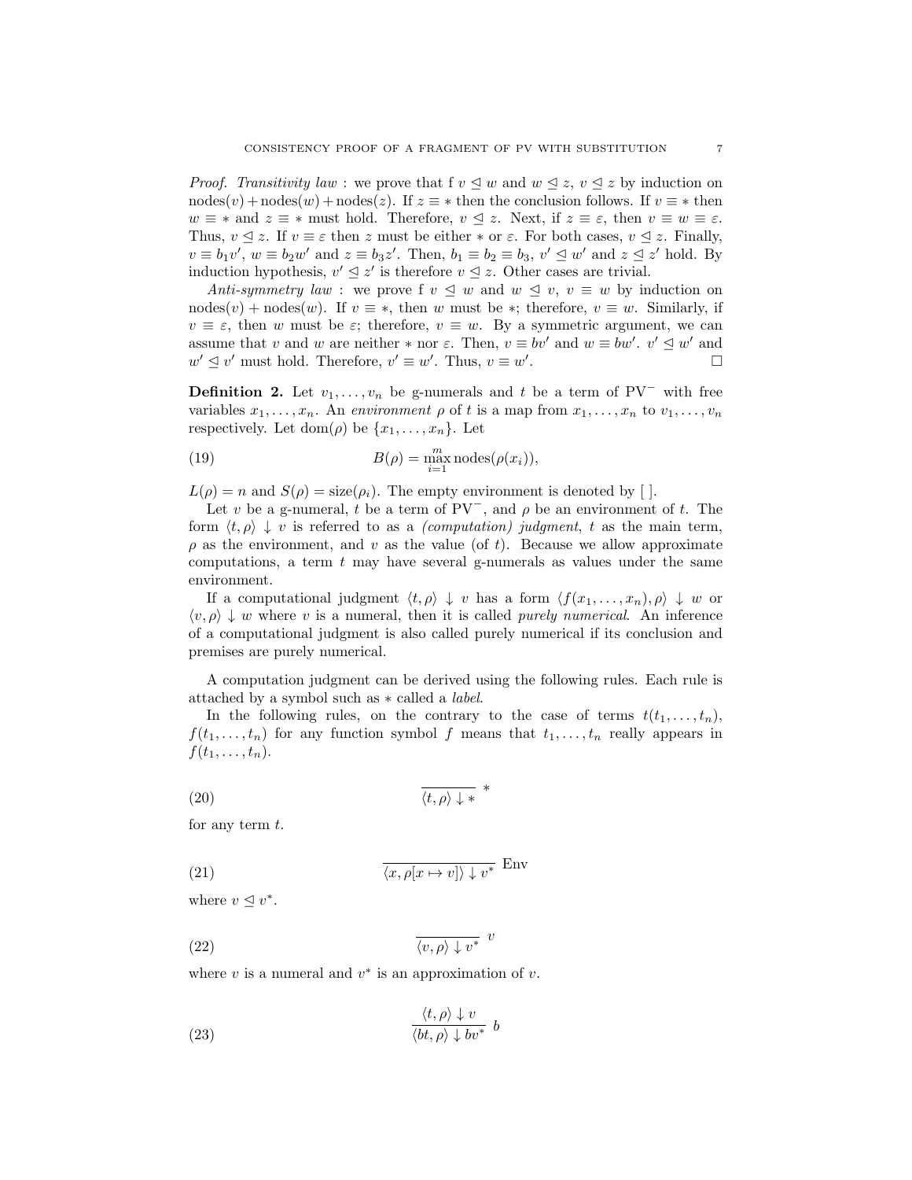*Proof. Transitivity law* : we prove that f $v \trianglelefteq w$ and $w \trianglelefteq z$, $v \trianglelefteq z$ by induction on $\text{nodes}(v) + \text{nodes}(w) + \text{nodes}(z)$. If $z \equiv *$ then the conclusion follows. If $v \equiv *$ then $w \equiv *$ and $z \equiv *$ must hold. Therefore, $v \trianglelefteq z$. Next, if $z \equiv \varepsilon$, then $v \equiv w \equiv \varepsilon$. Thus, $v \trianglelefteq z$. If $v \equiv \varepsilon$ then $z$ must be either $*$ or $\varepsilon$. For both cases, $v \trianglelefteq z$. Finally, $v \equiv b_1 v'$, $w \equiv b_2 w'$ and $z \equiv b_3 z'$. Then, $b_1 \equiv b_2 \equiv b_3$, $v' \trianglelefteq w'$ and $z \trianglelefteq z'$ hold. By induction hypothesis, $v' \trianglelefteq z'$ is therefore $v \trianglelefteq z$. Other cases are trivial.

*Anti-symmetry law* : we prove f $v \trianglelefteq w$ and $w \trianglelefteq v$, $v \equiv w$ by induction on $\text{nodes}(v) + \text{nodes}(w)$. If $v \equiv *$, then $w$ must be $*$; therefore, $v \equiv w$. Similarly, if $v \equiv \varepsilon$, then $w$ must be $\varepsilon$; therefore, $v \equiv w$. By a symmetric argument, we can assume that $v$ and $w$ are neither $*$ nor $\varepsilon$. Then, $v \equiv bv'$ and $w \equiv bw'$. $v' \trianglelefteq w'$ and $w' \trianglelefteq v'$ must hold. Therefore, $v' \equiv w'$. Thus, $v \equiv w'$. ☐

**Definition 2.** Let $v_1, \ldots, v_n$ be g-numerals and $t$ be a term of PV$^-$ with free variables $x_1, \ldots, x_n$. An *environment* $\rho$ of $t$ is a map from $x_1, \ldots, x_n$ to $v_1, \ldots, v_n$ respectively. Let $\text{dom}(\rho)$ be $\{x_1, \ldots, x_n\}$. Let

$$B(\rho) = \max_{i=1}^{m} \text{nodes}(\rho(x_i)), \tag{19}$$

$L(\rho) = n$ and $S(\rho) = \text{size}(\rho_i)$. The empty environment is denoted by $[\,]$.

Let $v$ be a g-numeral, $t$ be a term of PV$^-$, and $\rho$ be an environment of $t$. The form $\langle t, \rho \rangle \downarrow v$ is referred to as a *(computation) judgment*, $t$ as the main term, $\rho$ as the environment, and $v$ as the value (of $t$). Because we allow approximate computations, a term $t$ may have several g-numerals as values under the same environment.

If a computational judgment $\langle t, \rho \rangle \downarrow v$ has a form $\langle f(x_1, \ldots, x_n), \rho \rangle \downarrow w$ or $\langle v, \rho \rangle \downarrow w$ where $v$ is a numeral, then it is called *purely numerical*. An inference of a computational judgment is also called purely numerical if its conclusion and premises are purely numerical.

A computation judgment can be derived using the following rules. Each rule is attached by a symbol such as $*$ called a *label*.

In the following rules, on the contrary to the case of terms $t(t_1, \ldots, t_n)$, $f(t_1, \ldots, t_n)$ for any function symbol $f$ means that $t_1, \ldots, t_n$ really appears in $f(t_1, \ldots, t_n)$.

$$\frac{}{\langle t, \rho \rangle \downarrow *} \; * \tag{20}$$

for any term $t$.

$$\frac{}{\langle x, \rho[x \mapsto v] \rangle \downarrow v^*} \; \text{Env} \tag{21}$$

where $v \trianglelefteq v^*$.

$$\frac{}{\langle v, \rho \rangle \downarrow v^*} \; v \tag{22}$$

where $v$ is a numeral and $v^*$ is an approximation of $v$.

$$\frac{\langle t, \rho \rangle \downarrow v}{\langle bt, \rho \rangle \downarrow bv^*} \; b \tag{23}$$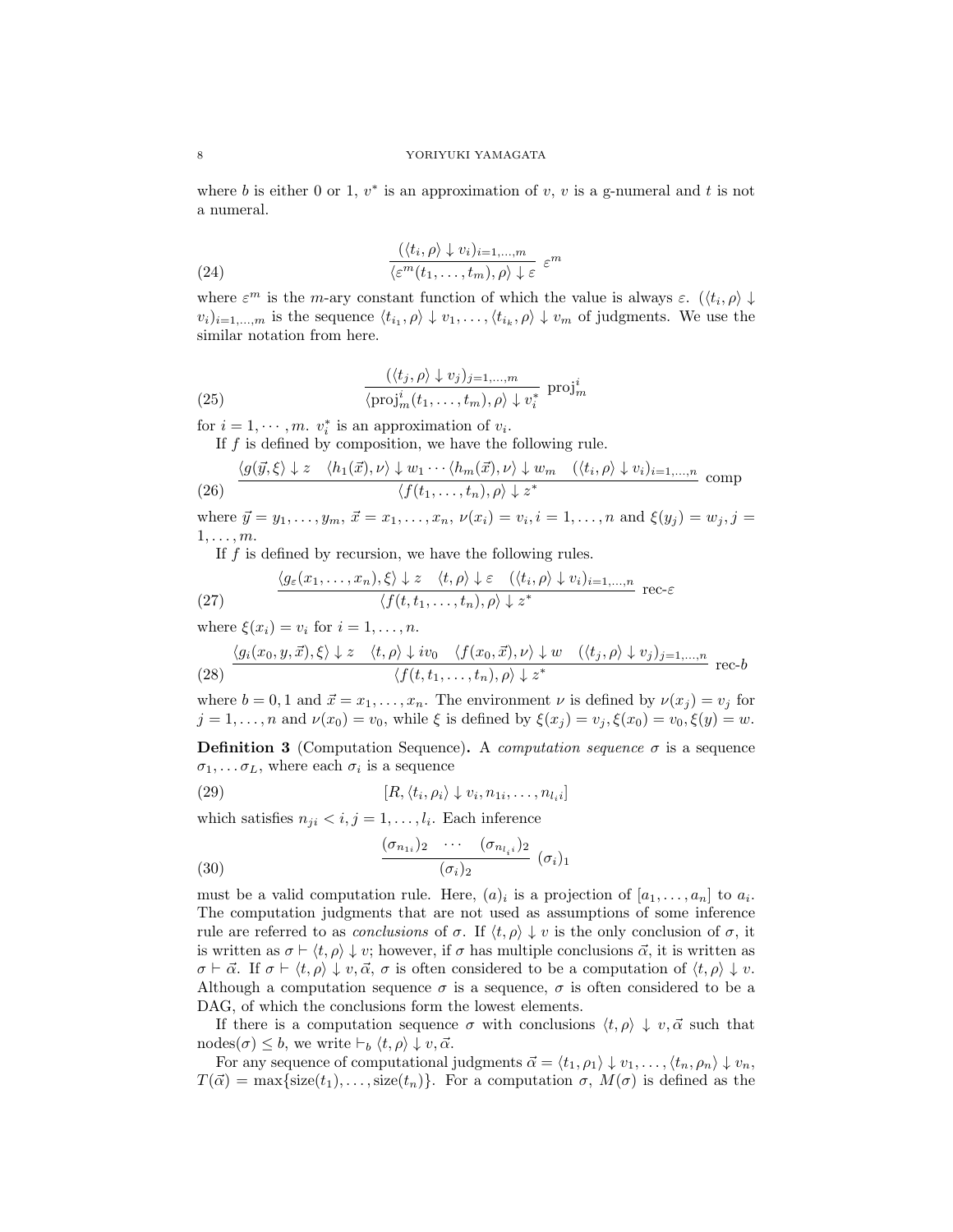where $b$ is either 0 or 1, $v^*$ is an approximation of $v$, $v$ is a g-numeral and $t$ is not a numeral.

$$\frac{(\langle t_i, \rho \rangle \downarrow v_i)_{i=1,\ldots,m}}{\langle \varepsilon^m(t_1, \ldots, t_m), \rho \rangle \downarrow \varepsilon} \ \varepsilon^m \tag{24}$$

where $\varepsilon^m$ is the $m$-ary constant function of which the value is always $\varepsilon$. $(\langle t_i, \rho \rangle \downarrow v_i)_{i=1,\ldots,m}$ is the sequence $\langle t_{i_1}, \rho \rangle \downarrow v_1, \ldots, \langle t_{i_k}, \rho \rangle \downarrow v_m$ of judgments. We use the similar notation from here.

$$\frac{(\langle t_j, \rho \rangle \downarrow v_j)_{j=1,\ldots,m}}{\langle \mathrm{proj}^i_m(t_1, \ldots, t_m), \rho \rangle \downarrow v_i^*} \ \mathrm{proj}^i_m \tag{25}$$

for $i = 1, \cdots, m$. $v_i^*$ is an approximation of $v_i$.

If $f$ is defined by composition, we have the following rule.

$$\frac{\langle g(\vec{y}, \xi \rangle \downarrow z \quad \langle h_1(\vec{x}), \nu \rangle \downarrow w_1 \cdots \langle h_m(\vec{x}), \nu \rangle \downarrow w_m \quad (\langle t_i, \rho \rangle \downarrow v_i)_{i=1,\ldots,n}}{\langle f(t_1, \ldots, t_n), \rho \rangle \downarrow z^*} \ \mathrm{comp} \tag{26}$$

where $\vec{y} = y_1, \ldots, y_m$, $\vec{x} = x_1, \ldots, x_n$, $\nu(x_i) = v_i, i = 1, \ldots, n$ and $\xi(y_j) = w_j, j = 1, \ldots, m$.

If $f$ is defined by recursion, we have the following rules.

$$\frac{\langle g_\varepsilon(x_1, \ldots, x_n), \xi \rangle \downarrow z \quad \langle t, \rho \rangle \downarrow \varepsilon \quad (\langle t_i, \rho \rangle \downarrow v_i)_{i=1,\ldots,n}}{\langle f(t, t_1, \ldots, t_n), \rho \rangle \downarrow z^*} \ \text{rec-}\varepsilon \tag{27}$$

where $\xi(x_i) = v_i$ for $i = 1, \ldots, n$.

$$\frac{\langle g_i(x_0, y, \vec{x}), \xi \rangle \downarrow z \quad \langle t, \rho \rangle \downarrow iv_0 \quad \langle f(x_0, \vec{x}), \nu \rangle \downarrow w \quad (\langle t_j, \rho \rangle \downarrow v_j)_{j=1,\ldots,n}}{\langle f(t, t_1, \ldots, t_n), \rho \rangle \downarrow z^*} \ \text{rec-}b \tag{28}$$

where $b = 0, 1$ and $\vec{x} = x_1, \ldots, x_n$. The environment $\nu$ is defined by $\nu(x_j) = v_j$ for $j = 1, \ldots, n$ and $\nu(x_0) = v_0$, while $\xi$ is defined by $\xi(x_j) = v_j, \xi(x_0) = v_0, \xi(y) = w$.

**Definition 3** (Computation Sequence)**.** A *computation sequence* $\sigma$ is a sequence $\sigma_1, \ldots \sigma_L$, where each $\sigma_i$ is a sequence

$$[R, \langle t_i, \rho_i \rangle \downarrow v_i, n_{1i}, \ldots, n_{l_i i}] \tag{29}$$

which satisfies $n_{ji} < i, j = 1, \ldots, l_i$. Each inference

$$\frac{(\sigma_{n_{1i}})_2 \quad \cdots \quad (\sigma_{n_{l_i i}})_2}{(\sigma_i)_2} \ (\sigma_i)_1 \tag{30}$$

must be a valid computation rule. Here, $(a)_i$ is a projection of $[a_1, \ldots, a_n]$ to $a_i$. The computation judgments that are not used as assumptions of some inference rule are referred to as *conclusions* of $\sigma$. If $\langle t, \rho \rangle \downarrow v$ is the only conclusion of $\sigma$, it is written as $\sigma \vdash \langle t, \rho \rangle \downarrow v$; however, if $\sigma$ has multiple conclusions $\vec{\alpha}$, it is written as $\sigma \vdash \vec{\alpha}$. If $\sigma \vdash \langle t, \rho \rangle \downarrow v, \vec{\alpha}$, $\sigma$ is often considered to be a computation of $\langle t, \rho \rangle \downarrow v$. Although a computation sequence $\sigma$ is a sequence, $\sigma$ is often considered to be a DAG, of which the conclusions form the lowest elements.

If there is a computation sequence $\sigma$ with conclusions $\langle t, \rho \rangle \downarrow v, \vec{\alpha}$ such that $\mathrm{nodes}(\sigma) \leq b$, we write $\vdash_b \langle t, \rho \rangle \downarrow v, \vec{\alpha}$.

For any sequence of computational judgments $\vec{\alpha} = \langle t_1, \rho_1 \rangle \downarrow v_1, \ldots, \langle t_n, \rho_n \rangle \downarrow v_n$, $T(\vec{\alpha}) = \max\{\mathrm{size}(t_1), \ldots, \mathrm{size}(t_n)\}$. For a computation $\sigma$, $M(\sigma)$ is defined as the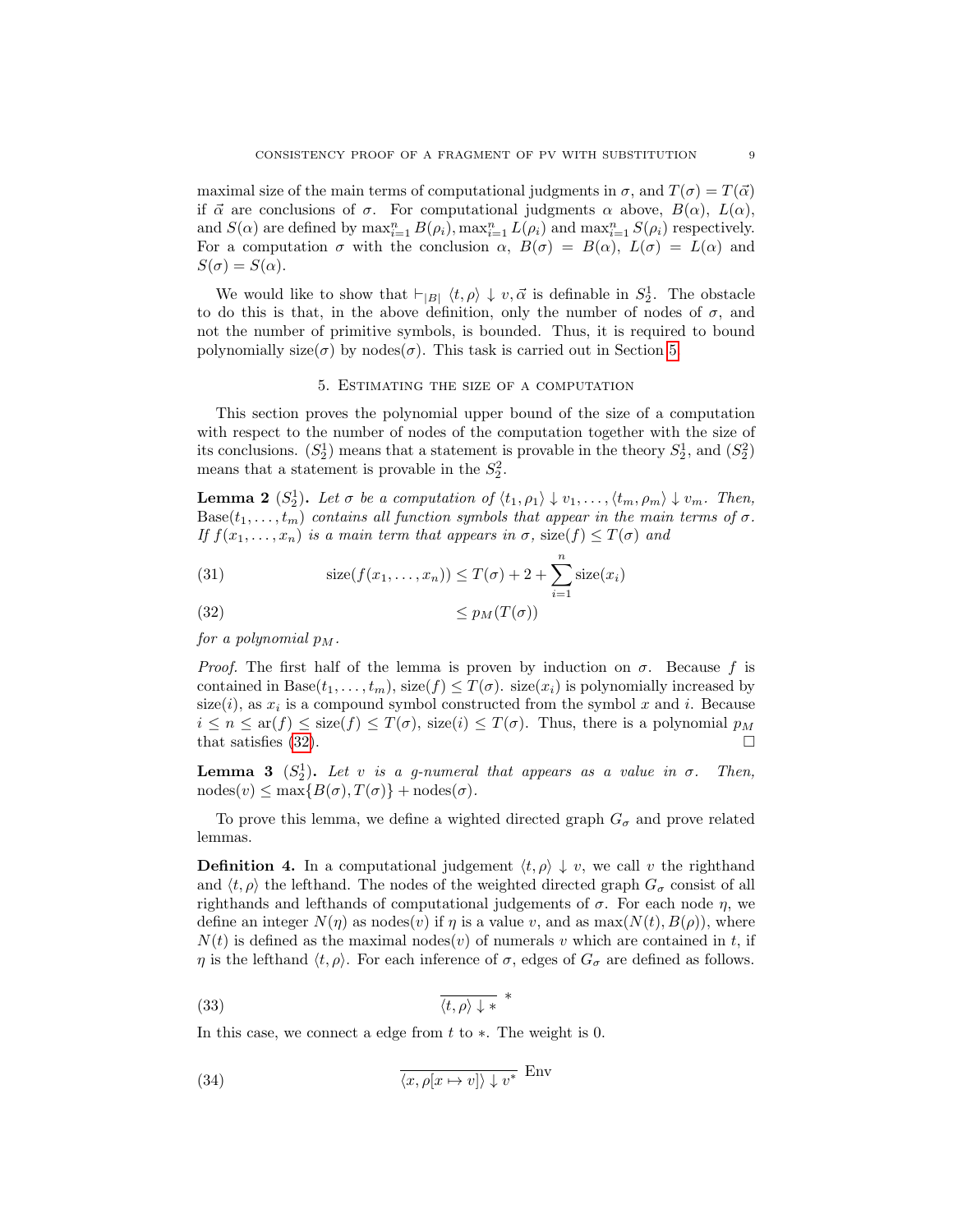maximal size of the main terms of computational judgments in $\sigma$, and $T(\sigma) = T(\vec{\alpha})$ if $\vec{\alpha}$ are conclusions of $\sigma$. For computational judgments $\alpha$ above, $B(\alpha)$, $L(\alpha)$, and $S(\alpha)$ are defined by $\max_{i=1}^{n} B(\rho_i), \max_{i=1}^{n} L(\rho_i)$ and $\max_{i=1}^{n} S(\rho_i)$ respectively. For a computation $\sigma$ with the conclusion $\alpha$, $B(\sigma) = B(\alpha)$, $L(\sigma) = L(\alpha)$ and $S(\sigma) = S(\alpha)$.

We would like to show that $\vdash_{|B|} \langle t, \rho \rangle \downarrow v, \vec{\alpha}$ is definable in $S^1_2$. The obstacle to do this is that, in the above definition, only the number of nodes of $\sigma$, and not the number of primitive symbols, is bounded. Thus, it is required to bound polynomially size($\sigma$) by nodes($\sigma$). This task is carried out in Section 5.

## 5. Estimating the size of a computation

This section proves the polynomial upper bound of the size of a computation with respect to the number of nodes of the computation together with the size of its conclusions. ($S^1_2$) means that a statement is provable in the theory $S^1_2$, and ($S^2_2$) means that a statement is provable in the $S^2_2$.

**Lemma 2** ($S^1_2$)**.** *Let $\sigma$ be a computation of $\langle t_1, \rho_1 \rangle \downarrow v_1, \dots, \langle t_m, \rho_m \rangle \downarrow v_m$. Then,* $\text{Base}(t_1, \dots, t_m)$ *contains all function symbols that appear in the main terms of $\sigma$. If $f(x_1, \dots, x_n)$ is a main term that appears in $\sigma$,* $\text{size}(f) \leq T(\sigma)$ *and*

$$\text{size}(f(x_1, \dots, x_n)) \leq T(\sigma) + 2 + \sum_{i=1}^{n} \text{size}(x_i) \tag{31}$$

$$\leq p_M(T(\sigma)) \tag{32}$$

*for a polynomial $p_M$.*

*Proof.* The first half of the lemma is proven by induction on $\sigma$. Because $f$ is contained in $\text{Base}(t_1, \dots, t_m)$, $\text{size}(f) \leq T(\sigma)$. $\text{size}(x_i)$ is polynomially increased by $\text{size}(i)$, as $x_i$ is a compound symbol constructed from the symbol $x$ and $i$. Because $i \leq n \leq \text{ar}(f) \leq \text{size}(f) \leq T(\sigma)$, $\text{size}(i) \leq T(\sigma)$. Thus, there is a polynomial $p_M$ that satisfies (32). □

**Lemma 3** ($S^1_2$)**.** *Let $v$ is a g-numeral that appears as a value in $\sigma$. Then,* $\text{nodes}(v) \leq \max\{B(\sigma), T(\sigma)\} + \text{nodes}(\sigma)$.

To prove this lemma, we define a wighted directed graph $G_\sigma$ and prove related lemmas.

**Definition 4.** In a computational judgement $\langle t, \rho \rangle \downarrow v$, we call $v$ the righthand and $\langle t, \rho \rangle$ the lefthand. The nodes of the weighted directed graph $G_\sigma$ consist of all righthands and lefthands of computational judgements of $\sigma$. For each node $\eta$, we define an integer $N(\eta)$ as $\text{nodes}(v)$ if $\eta$ is a value $v$, and as $\max(N(t), B(\rho))$, where $N(t)$ is defined as the maximal $\text{nodes}(v)$ of numerals $v$ which are contained in $t$, if $\eta$ is the lefthand $\langle t, \rho \rangle$. For each inference of $\sigma$, edges of $G_\sigma$ are defined as follows.

$$\frac{}{\langle t, \rho \rangle \downarrow *} \; * \tag{33}$$

In this case, we connect a edge from $t$ to $*$. The weight is 0.

$$\frac{}{\langle x, \rho[x \mapsto v] \rangle \downarrow v^*} \; \text{Env} \tag{34}$$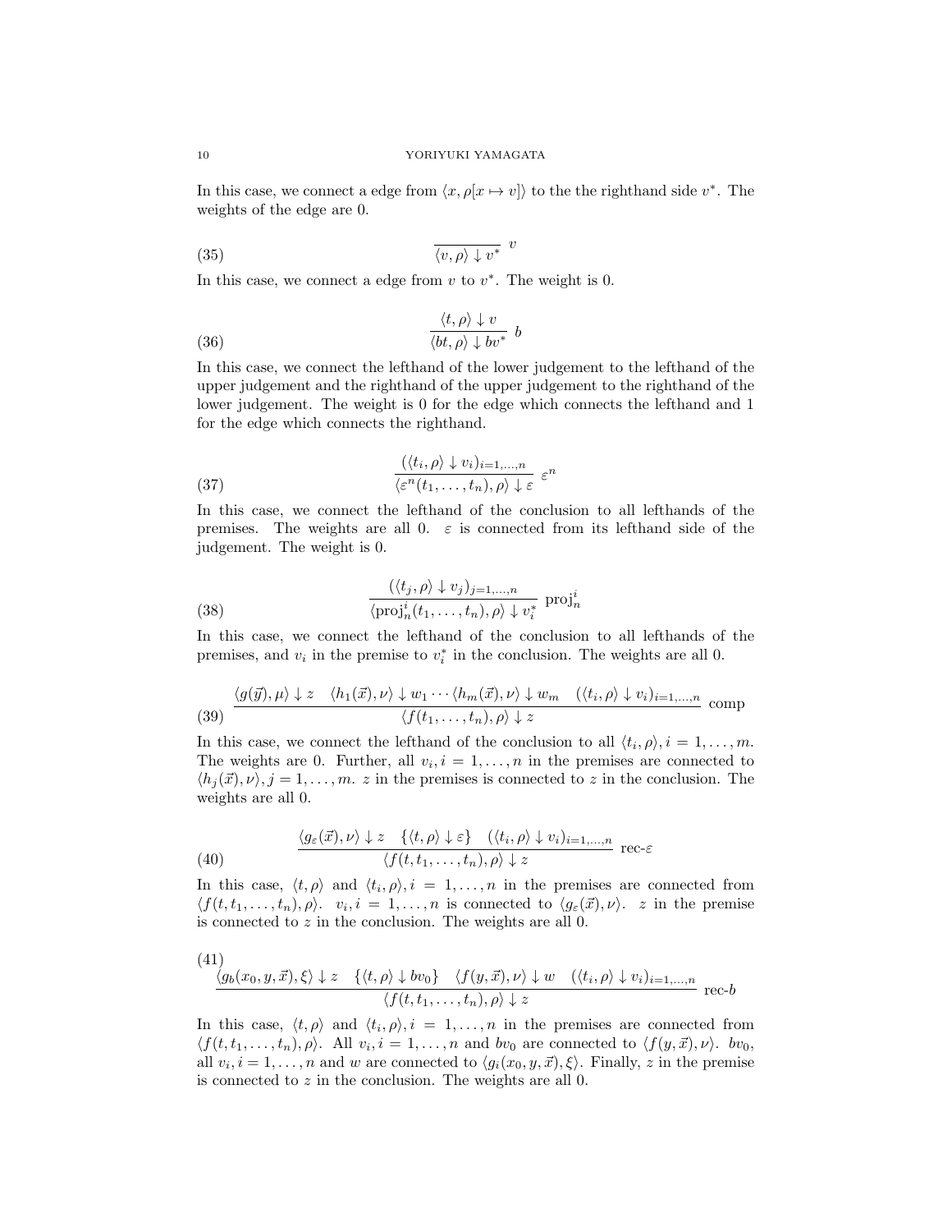In this case, we connect a edge from $\langle x, \rho[x \mapsto v]\rangle$ to the the righthand side $v^*$. The weights of the edge are 0.

$$\frac{}{\langle v, \rho\rangle \downarrow v^*}\ v \tag{35}$$

In this case, we connect a edge from $v$ to $v^*$. The weight is 0.

$$\frac{\langle t, \rho\rangle \downarrow v}{\langle bt, \rho\rangle \downarrow bv^*}\ b \tag{36}$$

In this case, we connect the lefthand of the lower judgement to the lefthand of the upper judgement and the righthand of the upper judgement to the righthand of the lower judgement. The weight is 0 for the edge which connects the lefthand and 1 for the edge which connects the righthand.

$$\frac{(\langle t_i, \rho\rangle \downarrow v_i)_{i=1,\dots,n}}{\langle \varepsilon^n(t_1, \dots, t_n), \rho\rangle \downarrow \varepsilon}\ \varepsilon^n \tag{37}$$

In this case, we connect the lefthand of the conclusion to all lefthands of the premises. The weights are all 0. $\varepsilon$ is connected from its lefthand side of the judgement. The weight is 0.

$$\frac{(\langle t_j, \rho\rangle \downarrow v_j)_{j=1,\dots,n}}{\langle \mathrm{proj}^i_n(t_1, \dots, t_n), \rho\rangle \downarrow v_i^*}\ \mathrm{proj}^i_n \tag{38}$$

In this case, we connect the lefthand of the conclusion to all lefthands of the premises, and $v_i$ in the premise to $v_i^*$ in the conclusion. The weights are all 0.

$$\frac{\langle g(\vec{y}), \mu\rangle \downarrow z \quad \langle h_1(\vec{x}), \nu\rangle \downarrow w_1 \cdots \langle h_m(\vec{x}), \nu\rangle \downarrow w_m \quad (\langle t_i, \rho\rangle \downarrow v_i)_{i=1,\dots,n}}{\langle f(t_1, \dots, t_n), \rho\rangle \downarrow z}\ \mathrm{comp} \tag{39}$$

In this case, we connect the lefthand of the conclusion to all $\langle t_i, \rho\rangle, i = 1, \dots, m$. The weights are 0. Further, all $v_i, i = 1, \dots, n$ in the premises are connected to $\langle h_j(\vec{x}), \nu\rangle, j = 1, \dots, m$. $z$ in the premises is connected to $z$ in the conclusion. The weights are all 0.

$$\frac{\langle g_\varepsilon(\vec{x}), \nu\rangle \downarrow z \quad \{\langle t, \rho\rangle \downarrow \varepsilon\} \quad (\langle t_i, \rho\rangle \downarrow v_i)_{i=1,\dots,n}}{\langle f(t, t_1, \dots, t_n), \rho\rangle \downarrow z}\ \text{rec-}\varepsilon \tag{40}$$

In this case, $\langle t, \rho\rangle$ and $\langle t_i, \rho\rangle, i = 1, \dots, n$ in the premises are connected from $\langle f(t, t_1, \dots, t_n), \rho\rangle$. $v_i, i = 1, \dots, n$ is connected to $\langle g_\varepsilon(\vec{x}), \nu\rangle$. $z$ in the premise is connected to $z$ in the conclusion. The weights are all 0.

$$\frac{\langle g_b(x_0, y, \vec{x}), \xi\rangle \downarrow z \quad \{\langle t, \rho\rangle \downarrow bv_0\} \quad \langle f(y, \vec{x}), \nu\rangle \downarrow w \quad (\langle t_i, \rho\rangle \downarrow v_i)_{i=1,\dots,n}}{\langle f(t, t_1, \dots, t_n), \rho\rangle \downarrow z}\ \text{rec-}b \tag{41}$$

In this case, $\langle t, \rho\rangle$ and $\langle t_i, \rho\rangle, i = 1, \dots, n$ in the premises are connected from $\langle f(t, t_1, \dots, t_n), \rho\rangle$. All $v_i, i = 1, \dots, n$ and $bv_0$ are connected to $\langle f(y, \vec{x}), \nu\rangle$. $bv_0$, all $v_i, i = 1, \dots, n$ and $w$ are connected to $\langle g_i(x_0, y, \vec{x}), \xi\rangle$. Finally, $z$ in the premise is connected to $z$ in the conclusion. The weights are all 0.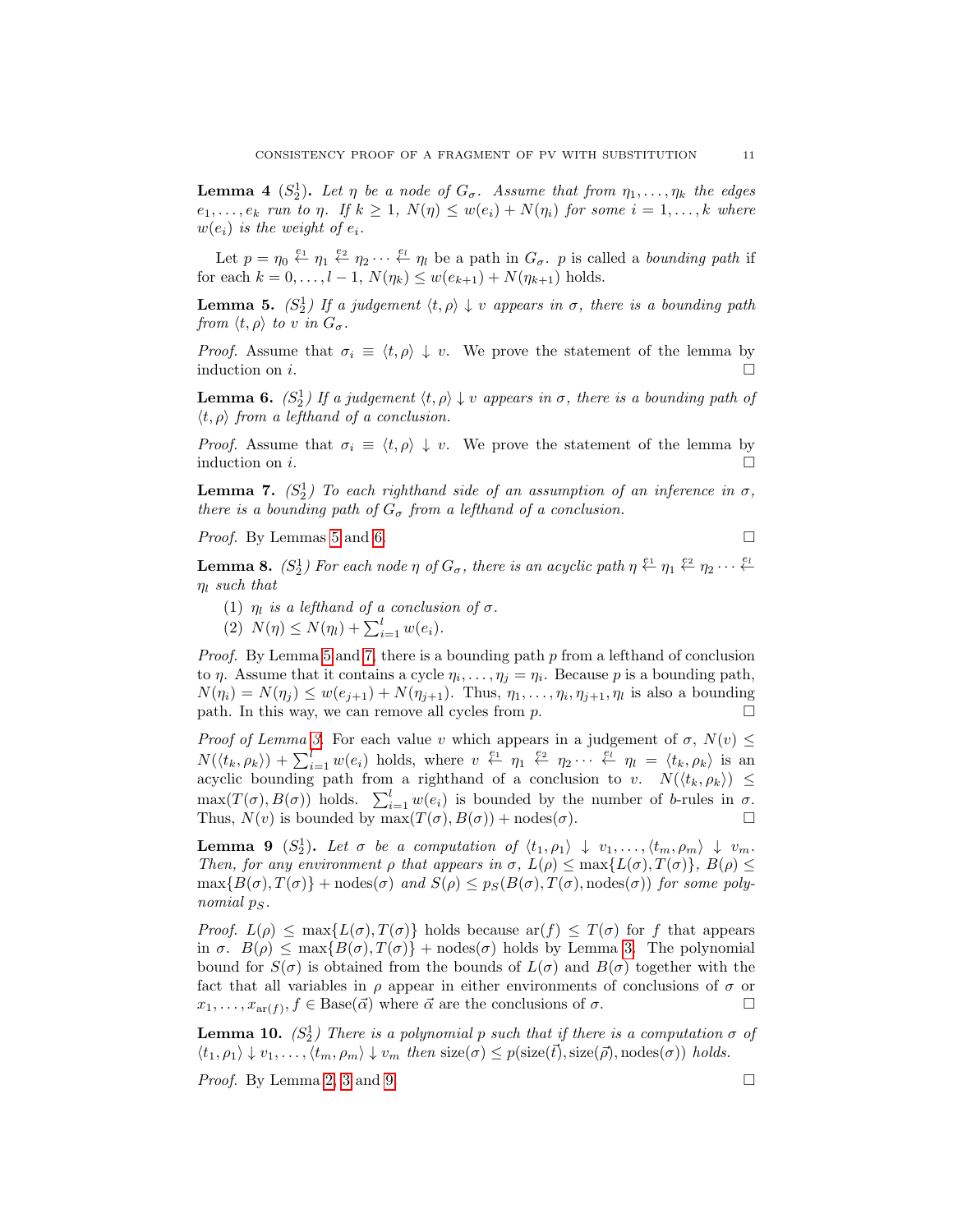**Lemma 4** ($S^1_2$)**.** *Let $\eta$ be a node of $G_\sigma$. Assume that from $\eta_1, \dots, \eta_k$ the edges $e_1, \dots, e_k$ run to $\eta$. If $k \geq 1$, $N(\eta) \leq w(e_i) + N(\eta_i)$ for some $i = 1, \dots, k$ where $w(e_i)$ is the weight of $e_i$.*

Let $p = \eta_0 \overset{e_1}{\leftarrow} \eta_1 \overset{e_2}{\leftarrow} \eta_2 \cdots \overset{e_l}{\leftarrow} \eta_l$ be a path in $G_\sigma$. $p$ is called a *bounding path* if for each $k = 0, \dots, l-1$, $N(\eta_k) \leq w(e_{k+1}) + N(\eta_{k+1})$ holds.

**Lemma 5.** *($S^1_2$) If a judgement $\langle t, \rho \rangle \downarrow v$ appears in $\sigma$, there is a bounding path from $\langle t, \rho \rangle$ to $v$ in $G_\sigma$.*

*Proof.* Assume that $\sigma_i \equiv \langle t, \rho \rangle \downarrow v$. We prove the statement of the lemma by induction on $i$. □

**Lemma 6.** *($S^1_2$) If a judgement $\langle t, \rho \rangle \downarrow v$ appears in $\sigma$, there is a bounding path of $\langle t, \rho \rangle$ from a lefthand of a conclusion.*

*Proof.* Assume that $\sigma_i \equiv \langle t, \rho \rangle \downarrow v$. We prove the statement of the lemma by induction on $i$. □

**Lemma 7.** *($S^1_2$) To each righthand side of an assumption of an inference in $\sigma$, there is a bounding path of $G_\sigma$ from a lefthand of a conclusion.*

*Proof.* By Lemmas 5 and 6. □

**Lemma 8.** *($S^1_2$) For each node $\eta$ of $G_\sigma$, there is an acyclic path $\eta \overset{e_1}{\leftarrow} \eta_1 \overset{e_2}{\leftarrow} \eta_2 \cdots \overset{e_l}{\leftarrow} \eta_l$ such that*

1. *$\eta_l$ is a lefthand of a conclusion of $\sigma$.*
2. *$N(\eta) \leq N(\eta_l) + \sum_{i=1}^{l} w(e_i)$.*

*Proof.* By Lemma 5 and 7, there is a bounding path $p$ from a lefthand of conclusion to $\eta$. Assume that it contains a cycle $\eta_i, \dots, \eta_j = \eta_i$. Because $p$ is a bounding path, $N(\eta_i) = N(\eta_j) \leq w(e_{j+1}) + N(\eta_{j+1})$. Thus, $\eta_1, \dots, \eta_i, \eta_{j+1}, \eta_l$ is also a bounding path. In this way, we can remove all cycles from $p$. □

*Proof of Lemma 3.* For each value $v$ which appears in a judgement of $\sigma$, $N(v) \leq N(\langle t_k, \rho_k \rangle) + \sum_{i=1}^{l} w(e_i)$ holds, where $v \overset{e_1}{\leftarrow} \eta_1 \overset{e_2}{\leftarrow} \eta_2 \cdots \overset{e_l}{\leftarrow} \eta_l = \langle t_k, \rho_k \rangle$ is an acyclic bounding path from a righthand of a conclusion to $v$. $N(\langle t_k, \rho_k \rangle) \leq \max(T(\sigma), B(\sigma))$ holds. $\sum_{i=1}^{l} w(e_i)$ is bounded by the number of $b$-rules in $\sigma$. Thus, $N(v)$ is bounded by $\max(T(\sigma), B(\sigma)) + \mathrm{nodes}(\sigma)$. □

**Lemma 9** ($S^1_2$)**.** *Let $\sigma$ be a computation of $\langle t_1, \rho_1 \rangle \downarrow v_1, \dots, \langle t_m, \rho_m \rangle \downarrow v_m$. Then, for any environment $\rho$ that appears in $\sigma$, $L(\rho) \leq \max\{L(\sigma), T(\sigma)\}$, $B(\rho) \leq \max\{B(\sigma), T(\sigma)\} + \mathrm{nodes}(\sigma)$ and $S(\rho) \leq p_S(B(\sigma), T(\sigma), \mathrm{nodes}(\sigma))$ for some polynomial $p_S$.*

*Proof.* $L(\rho) \leq \max\{L(\sigma), T(\sigma)\}$ holds because $\mathrm{ar}(f) \leq T(\sigma)$ for $f$ that appears in $\sigma$. $B(\rho) \leq \max\{B(\sigma), T(\sigma)\} + \mathrm{nodes}(\sigma)$ holds by Lemma 3. The polynomial bound for $S(\sigma)$ is obtained from the bounds of $L(\sigma)$ and $B(\sigma)$ together with the fact that all variables in $\rho$ appear in either environments of conclusions of $\sigma$ or $x_1, \dots, x_{\mathrm{ar}(f)}, f \in \mathrm{Base}(\vec{\alpha})$ where $\vec{\alpha}$ are the conclusions of $\sigma$. □

**Lemma 10.** *($S^1_2$) There is a polynomial $p$ such that if there is a computation $\sigma$ of $\langle t_1, \rho_1 \rangle \downarrow v_1, \dots, \langle t_m, \rho_m \rangle \downarrow v_m$ then $\mathrm{size}(\sigma) \leq p(\mathrm{size}(\vec{t}), \mathrm{size}(\vec{\rho}), \mathrm{nodes}(\sigma))$ holds.*

*Proof.* By Lemma 2, 3 and 9. □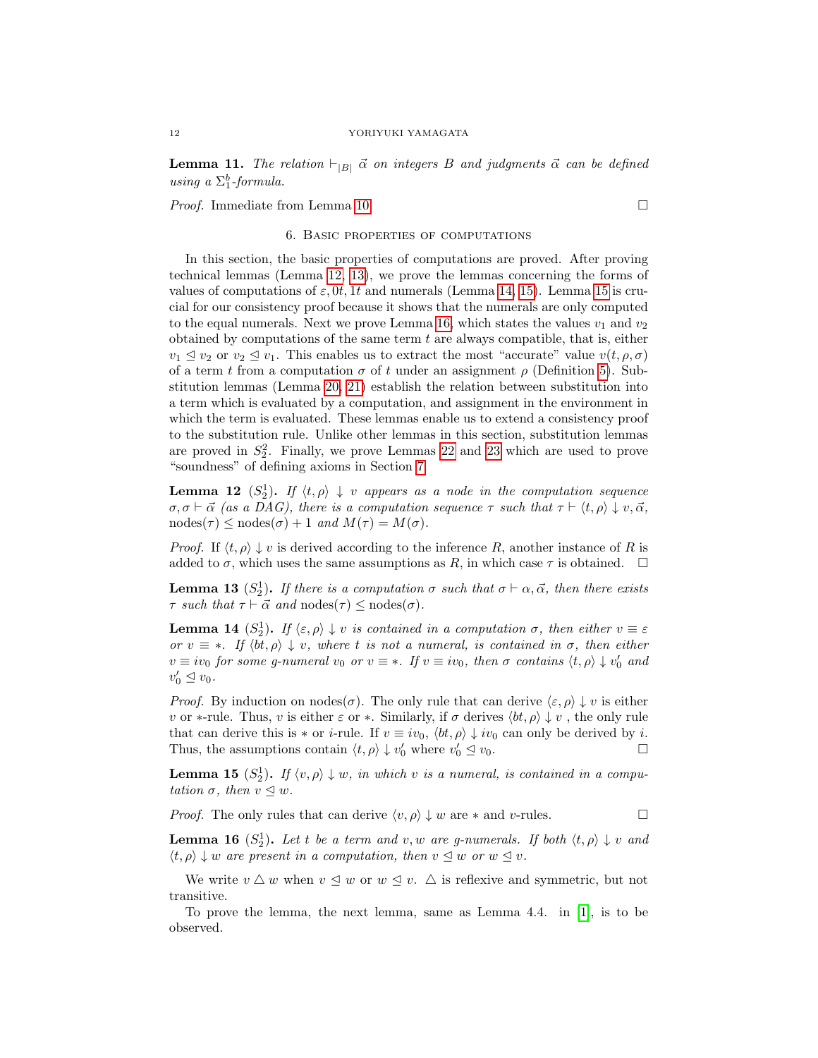**Lemma 11.** *The relation $\vdash_{|B|} \vec{\alpha}$ on integers $B$ and judgments $\vec{\alpha}$ can be defined using a $\Sigma_1^b$-formula.*

*Proof.* Immediate from Lemma 10. □

## 6. Basic properties of computations

In this section, the basic properties of computations are proved. After proving technical lemmas (Lemma 12, 13), we prove the lemmas concerning the forms of values of computations of $\varepsilon, 0t, 1t$ and numerals (Lemma 14, 15). Lemma 15 is crucial for our consistency proof because it shows that the numerals are only computed to the equal numerals. Next we prove Lemma 16, which states the values $v_1$ and $v_2$ obtained by computations of the same term $t$ are always compatible, that is, either $v_1 \trianglelefteq v_2$ or $v_2 \trianglelefteq v_1$. This enables us to extract the most "accurate" value $v(t, \rho, \sigma)$ of a term $t$ from a computation $\sigma$ of $t$ under an assignment $\rho$ (Definition 5). Substitution lemmas (Lemma 20, 21) establish the relation between substitution into a term which is evaluated by a computation, and assignment in the environment in which the term is evaluated. These lemmas enable us to extend a consistency proof to the substitution rule. Unlike other lemmas in this section, substitution lemmas are proved in $S_2^2$. Finally, we prove Lemmas 22 and 23 which are used to prove "soundness" of defining axioms in Section 7.

**Lemma 12** ($S_2^1$)**.** *If $\langle t, \rho \rangle \downarrow v$ appears as a node in the computation sequence $\sigma, \sigma \vdash \vec{\alpha}$ (as a DAG), there is a computation sequence $\tau$ such that $\tau \vdash \langle t, \rho \rangle \downarrow v, \vec{\alpha}$, $\mathrm{nodes}(\tau) \leq \mathrm{nodes}(\sigma) + 1$ and $M(\tau) = M(\sigma)$.*

*Proof.* If $\langle t, \rho \rangle \downarrow v$ is derived according to the inference $R$, another instance of $R$ is added to $\sigma$, which uses the same assumptions as $R$, in which case $\tau$ is obtained. □

**Lemma 13** ($S_2^1$)**.** *If there is a computation $\sigma$ such that $\sigma \vdash \alpha, \vec{\alpha}$, then there exists $\tau$ such that $\tau \vdash \vec{\alpha}$ and $\mathrm{nodes}(\tau) \leq \mathrm{nodes}(\sigma)$.*

**Lemma 14** ($S_2^1$)**.** *If $\langle \varepsilon, \rho \rangle \downarrow v$ is contained in a computation $\sigma$, then either $v \equiv \varepsilon$ or $v \equiv *$. If $\langle bt, \rho \rangle \downarrow v$, where $t$ is not a numeral, is contained in $\sigma$, then either $v \equiv iv_0$ for some g-numeral $v_0$ or $v \equiv *$. If $v \equiv iv_0$, then $\sigma$ contains $\langle t, \rho \rangle \downarrow v_0'$ and $v_0' \trianglelefteq v_0$.*

*Proof.* By induction on $\mathrm{nodes}(\sigma)$. The only rule that can derive $\langle \varepsilon, \rho \rangle \downarrow v$ is either $v$ or $*$-rule. Thus, $v$ is either $\varepsilon$ or $*$. Similarly, if $\sigma$ derives $\langle bt, \rho \rangle \downarrow v$ , the only rule that can derive this is $*$ or $i$-rule. If $v \equiv iv_0$, $\langle bt, \rho \rangle \downarrow iv_0$ can only be derived by $i$. Thus, the assumptions contain $\langle t, \rho \rangle \downarrow v_0'$ where $v_0' \trianglelefteq v_0$. □

**Lemma 15** ($S_2^1$)**.** *If $\langle v, \rho \rangle \downarrow w$, in which $v$ is a numeral, is contained in a computation $\sigma$, then $v \trianglelefteq w$.*

*Proof.* The only rules that can derive $\langle v, \rho \rangle \downarrow w$ are $*$ and $v$-rules. □

**Lemma 16** ($S_2^1$)**.** *Let $t$ be a term and $v, w$ are g-numerals. If both $\langle t, \rho \rangle \downarrow v$ and $\langle t, \rho \rangle \downarrow w$ are present in a computation, then $v \trianglelefteq w$ or $w \trianglelefteq v$.*

We write $v \bigtriangleup w$ when $v \trianglelefteq w$ or $w \trianglelefteq v$. $\bigtriangleup$ is reflexive and symmetric, but not transitive.

To prove the lemma, the next lemma, same as Lemma 4.4. in [1], is to be observed.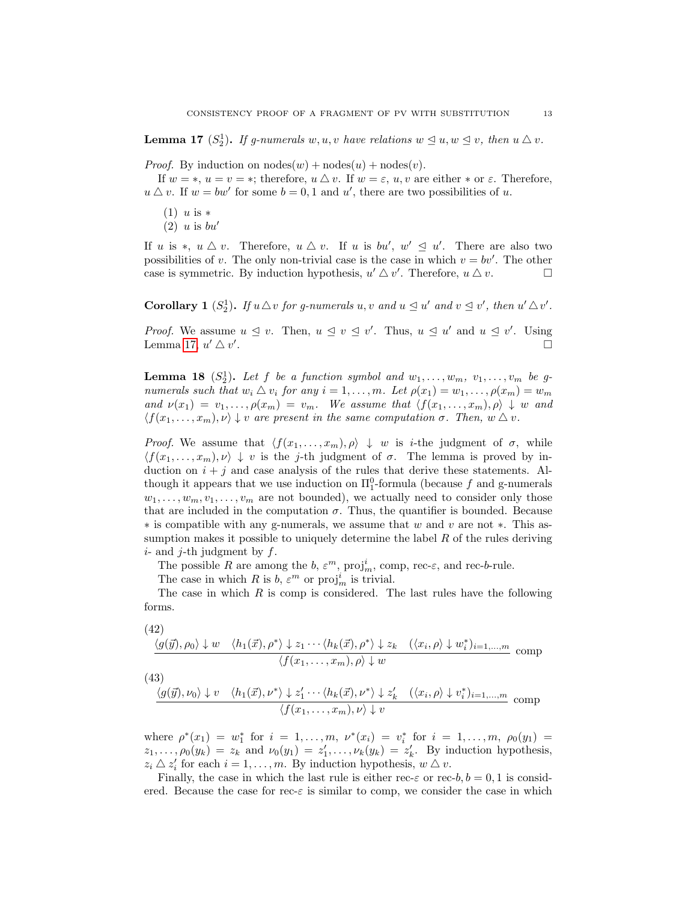**Lemma 17** ($S^1_2$). *If g-numerals $w, u, v$ have relations $w \trianglelefteq u, w \trianglelefteq v$, then $u \vartriangle v$.*

*Proof.* By induction on $\mathrm{nodes}(w) + \mathrm{nodes}(u) + \mathrm{nodes}(v)$.

If $w = *$, $u = v = *$; therefore, $u \vartriangle v$. If $w = \varepsilon$, $u, v$ are either $*$ or $\varepsilon$. Therefore, $u \vartriangle v$. If $w = bw'$ for some $b = 0, 1$ and $u'$, there are two possibilities of $u$.

(1) $u$ is $*$
(2) $u$ is $bu'$

If $u$ is $*$, $u \vartriangle v$. Therefore, $u \vartriangle v$. If $u$ is $bu'$, $w' \trianglelefteq u'$. There are also two possibilities of $v$. The only non-trivial case is the case in which $v = bv'$. The other case is symmetric. By induction hypothesis, $u' \vartriangle v'$. Therefore, $u \vartriangle v$. □

**Corollary 1** ($S^1_2$). *If $u \vartriangle v$ for g-numerals $u, v$ and $u \trianglelefteq u'$ and $v \trianglelefteq v'$, then $u' \vartriangle v'$.*

*Proof.* We assume $u \trianglelefteq v$. Then, $u \trianglelefteq v \trianglelefteq v'$. Thus, $u \trianglelefteq u'$ and $u \trianglelefteq v'$. Using Lemma 17, $u' \vartriangle v'$. □

**Lemma 18** ($S^1_2$). *Let $f$ be a function symbol and $w_1, \dots, w_m$, $v_1, \dots, v_m$ be g-numerals such that $w_i \vartriangle v_i$ for any $i = 1, \dots, m$. Let $\rho(x_1) = w_1, \dots, \rho(x_m) = w_m$ and $\nu(x_1) = v_1, \dots, \rho(x_m) = v_m$. We assume that $\langle f(x_1, \dots, x_m), \rho\rangle \downarrow w$ and $\langle f(x_1, \dots, x_m), \nu\rangle \downarrow v$ are present in the same computation $\sigma$. Then, $w \vartriangle v$.*

*Proof.* We assume that $\langle f(x_1, \dots, x_m), \rho\rangle \downarrow w$ is $i$-the judgment of $\sigma$, while $\langle f(x_1, \dots, x_m), \nu\rangle \downarrow v$ is the $j$-th judgment of $\sigma$. The lemma is proved by induction on $i + j$ and case analysis of the rules that derive these statements. Although it appears that we use induction on $\Pi^0_1$-formula (because $f$ and g-numerals $w_1, \dots, w_m, v_1, \dots, v_m$ are not bounded), we actually need to consider only those that are included in the computation $\sigma$. Thus, the quantifier is bounded. Because $*$ is compatible with any g-numerals, we assume that $w$ and $v$ are not $*$. This assumption makes it possible to uniquely determine the label $R$ of the rules deriving $i$- and $j$-th judgment by $f$.

The possible $R$ are among the $b$, $\varepsilon^m$, $\mathrm{proj}^i_m$, comp, rec-$\varepsilon$, and rec-$b$-rule.

The case in which $R$ is $b$, $\varepsilon^m$ or $\mathrm{proj}^i_m$ is trivial.

The case in which $R$ is comp is considered. The last rules have the following forms.

(42)
$$\frac{\langle g(\vec{y}), \rho_0\rangle \downarrow w \quad \langle h_1(\vec{x}), \rho^*\rangle \downarrow z_1 \cdots \langle h_k(\vec{x}), \rho^*\rangle \downarrow z_k \quad (\langle x_i, \rho\rangle \downarrow w^*_i)_{i=1,\dots,m}}{\langle f(x_1, \dots, x_m), \rho\rangle \downarrow w}\ \mathrm{comp}$$

(43)
$$\frac{\langle g(\vec{y}), \nu_0\rangle \downarrow v \quad \langle h_1(\vec{x}), \nu^*\rangle \downarrow z'_1 \cdots \langle h_k(\vec{x}), \nu^*\rangle \downarrow z'_k \quad (\langle x_i, \rho\rangle \downarrow v^*_i)_{i=1,\dots,m}}{\langle f(x_1, \dots, x_m), \nu\rangle \downarrow v}\ \mathrm{comp}$$

where $\rho^*(x_1) = w^*_1$ for $i = 1, \dots, m$, $\nu^*(x_i) = v^*_i$ for $i = 1, \dots, m$, $\rho_0(y_1) = z_1, \dots, \rho_0(y_k) = z_k$ and $\nu_0(y_1) = z'_1, \dots, \nu_k(y_k) = z'_k$. By induction hypothesis, $z_i \vartriangle z'_i$ for each $i = 1, \dots, m$. By induction hypothesis, $w \vartriangle v$.

Finally, the case in which the last rule is either rec-$\varepsilon$ or rec-$b, b = 0, 1$ is considered. Because the case for rec-$\varepsilon$ is similar to comp, we consider the case in which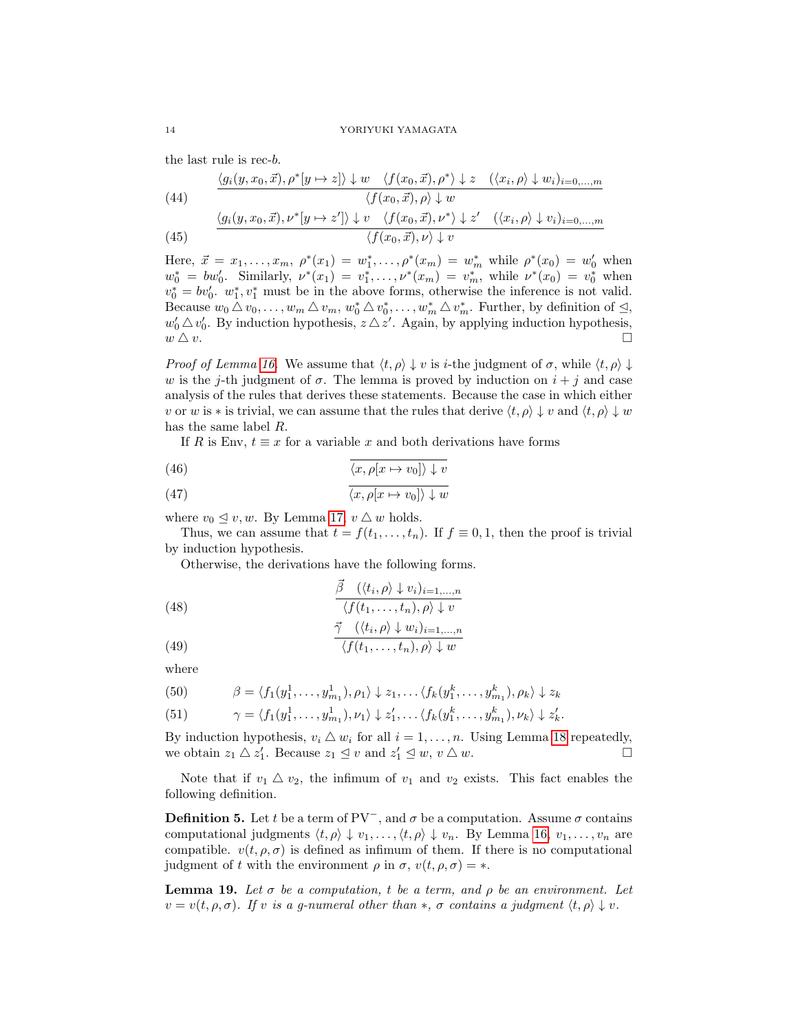the last rule is rec-$b$.

$$\frac{\langle g_i(y, x_0, \vec{x}), \rho^*[y \mapsto z]\rangle \downarrow w \quad \langle f(x_0, \vec{x}), \rho^*\rangle \downarrow z \quad (\langle x_i, \rho\rangle \downarrow w_i)_{i=0,\dots,m}}{\langle f(x_0, \vec{x}), \rho\rangle \downarrow w} \tag{44}$$

$$\frac{\langle g_i(y, x_0, \vec{x}), \nu^*[y \mapsto z']\rangle \downarrow v \quad \langle f(x_0, \vec{x}), \nu^*\rangle \downarrow z' \quad (\langle x_i, \rho\rangle \downarrow v_i)_{i=0,\dots,m}}{\langle f(x_0, \vec{x}), \nu\rangle \downarrow v} \tag{45}$$

Here, $\vec{x} = x_1, \dots, x_m$, $\rho^*(x_1) = w_1^*, \dots, \rho^*(x_m) = w_m^*$ while $\rho^*(x_0) = w_0'$ when $w_0^* = bw_0'$. Similarly, $\nu^*(x_1) = v_1^*, \dots, \nu^*(x_m) = v_m^*$, while $\nu^*(x_0) = v_0^*$ when $v_0^* = bv_0'$. $w_1^*, v_1^*$ must be in the above forms, otherwise the inference is not valid. Because $w_0 \triangle v_0, \dots, w_m \triangle v_m$, $w_0^* \triangle v_0^*, \dots, w_m^* \triangle v_m^*$. Further, by definition of $\trianglelefteq$, $w_0' \triangle v_0'$. By induction hypothesis, $z \triangle z'$. Again, by applying induction hypothesis, $w \triangle v$. □

*Proof of Lemma 16.* We assume that $\langle t, \rho\rangle \downarrow v$ is $i$-the judgment of $\sigma$, while $\langle t, \rho\rangle \downarrow w$ is the $j$-th judgment of $\sigma$. The lemma is proved by induction on $i + j$ and case analysis of the rules that derives these statements. Because the case in which either $v$ or $w$ is $*$ is trivial, we can assume that the rules that derive $\langle t, \rho\rangle \downarrow v$ and $\langle t, \rho\rangle \downarrow w$ has the same label $R$.

If $R$ is Env, $t \equiv x$ for a variable $x$ and both derivations have forms

$$\overline{\langle x, \rho[x \mapsto v_0]\rangle \downarrow v} \tag{46}$$

$$\overline{\langle x, \rho[x \mapsto v_0]\rangle \downarrow w} \tag{47}$$

where $v_0 \trianglelefteq v, w$. By Lemma 17, $v \triangle w$ holds.

Thus, we can assume that $t = f(t_1, \dots, t_n)$. If $f \equiv 0, 1$, then the proof is trivial by induction hypothesis.

Otherwise, the derivations have the following forms.

$$\frac{\vec{\beta} \quad (\langle t_i, \rho\rangle \downarrow v_i)_{i=1,\dots,n}}{\langle f(t_1, \dots, t_n), \rho\rangle \downarrow v} \tag{48}$$

$$\frac{\vec{\gamma} \quad (\langle t_i, \rho\rangle \downarrow w_i)_{i=1,\dots,n}}{\langle f(t_1, \dots, t_n), \rho\rangle \downarrow w} \tag{49}$$

where

$$\beta = \langle f_1(y_1^1, \dots, y_{m_1}^1), \rho_1\rangle \downarrow z_1, \dots \langle f_k(y_1^k, \dots, y_{m_1}^k), \rho_k\rangle \downarrow z_k \tag{50}$$

$$\gamma = \langle f_1(y_1^1, \dots, y_{m_1}^1), \nu_1\rangle \downarrow z_1', \dots \langle f_k(y_1^k, \dots, y_{m_1}^k), \nu_k\rangle \downarrow z_k'. \tag{51}$$

By induction hypothesis, $v_i \triangle w_i$ for all $i = 1, \dots, n$. Using Lemma 18 repeatedly, we obtain $z_1 \triangle z_1'$. Because $z_1 \trianglelefteq v$ and $z_1' \trianglelefteq w$, $v \triangle w$. □

Note that if $v_1 \triangle v_2$, the infimum of $v_1$ and $v_2$ exists. This fact enables the following definition.

**Definition 5.** Let $t$ be a term of $\mathrm{PV}^-$, and $\sigma$ be a computation. Assume $\sigma$ contains computational judgments $\langle t, \rho\rangle \downarrow v_1, \dots, \langle t, \rho\rangle \downarrow v_n$. By Lemma 16, $v_1, \dots, v_n$ are compatible. $v(t, \rho, \sigma)$ is defined as infimum of them. If there is no computational judgment of $t$ with the environment $\rho$ in $\sigma$, $v(t, \rho, \sigma) = *$.

**Lemma 19.** *Let $\sigma$ be a computation, $t$ be a term, and $\rho$ be an environment. Let $v = v(t, \rho, \sigma)$. If $v$ is a g-numeral other than $*$, $\sigma$ contains a judgment $\langle t, \rho\rangle \downarrow v$.*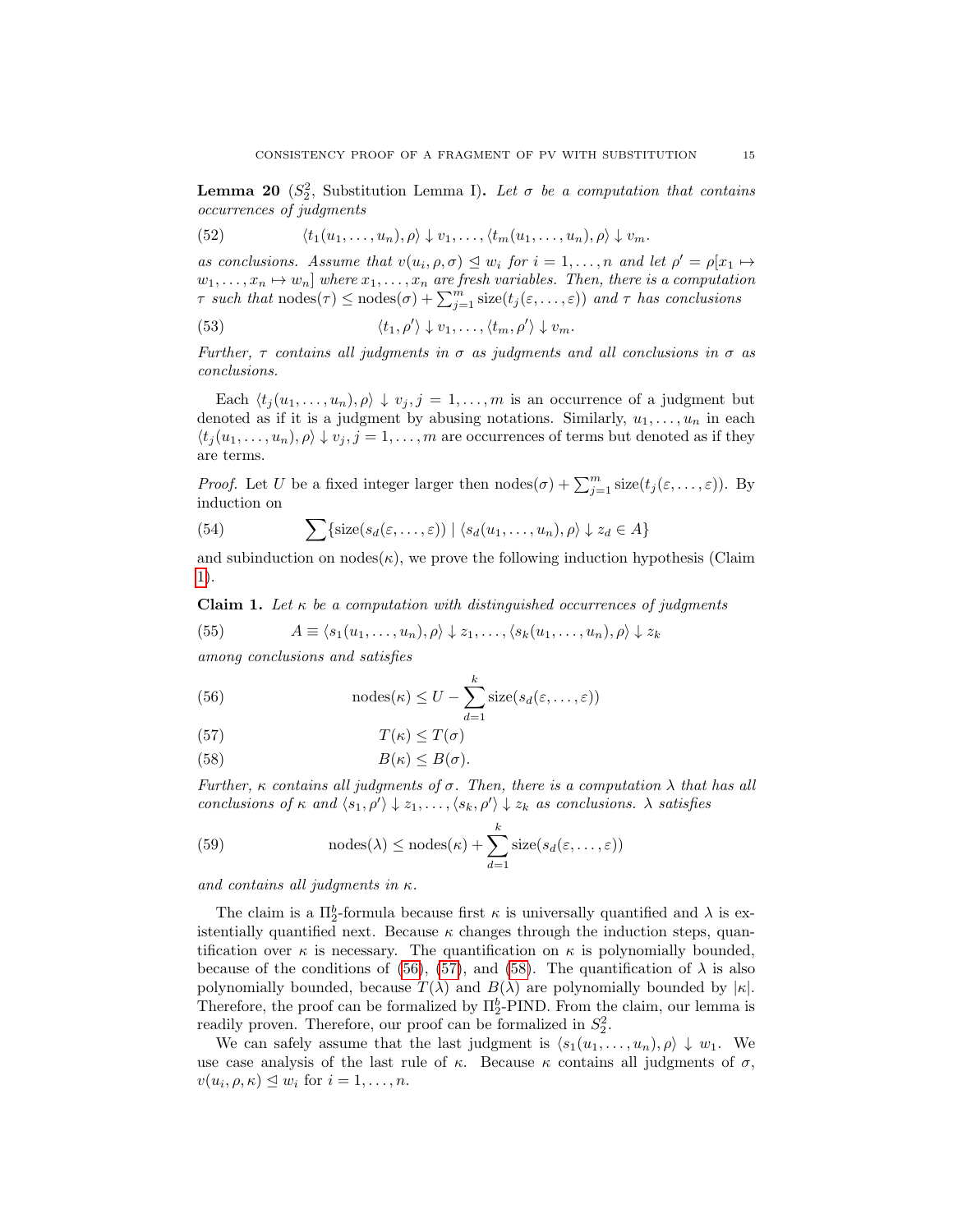**Lemma 20** ($S^2_2$, Substitution Lemma I)**.** *Let $\sigma$ be a computation that contains occurrences of judgments*

$$\langle t_1(u_1,\dots,u_n),\rho\rangle \downarrow v_1,\dots,\langle t_m(u_1,\dots,u_n),\rho\rangle \downarrow v_m. \tag{52}$$

*as conclusions. Assume that $v(u_i,\rho,\sigma) \trianglelefteq w_i$ for $i=1,\dots,n$ and let $\rho' = \rho[x_1 \mapsto w_1,\dots,x_n \mapsto w_n]$ where $x_1,\dots,x_n$ are fresh variables. Then, there is a computation $\tau$ such that $\mathrm{nodes}(\tau) \le \mathrm{nodes}(\sigma) + \sum_{j=1}^m \mathrm{size}(t_j(\varepsilon,\dots,\varepsilon))$ and $\tau$ has conclusions*

$$\langle t_1,\rho'\rangle \downarrow v_1,\dots,\langle t_m,\rho'\rangle \downarrow v_m. \tag{53}$$

*Further, $\tau$ contains all judgments in $\sigma$ as judgments and all conclusions in $\sigma$ as conclusions.*

Each $\langle t_j(u_1,\dots,u_n),\rho\rangle \downarrow v_j, j=1,\dots,m$ is an occurrence of a judgment but denoted as if it is a judgment by abusing notations. Similarly, $u_1,\dots,u_n$ in each $\langle t_j(u_1,\dots,u_n),\rho\rangle \downarrow v_j, j=1,\dots,m$ are occurrences of terms but denoted as if they are terms.

*Proof.* Let $U$ be a fixed integer larger then $\mathrm{nodes}(\sigma) + \sum_{j=1}^m \mathrm{size}(t_j(\varepsilon,\dots,\varepsilon))$. By induction on

$$\sum\{\mathrm{size}(s_d(\varepsilon,\dots,\varepsilon)) \mid \langle s_d(u_1,\dots,u_n),\rho\rangle \downarrow z_d \in A\} \tag{54}$$

and subinduction on $\mathrm{nodes}(\kappa)$, we prove the following induction hypothesis (Claim 1).

**Claim 1.** *Let $\kappa$ be a computation with distinguished occurrences of judgments*

$$A \equiv \langle s_1(u_1,\dots,u_n),\rho\rangle \downarrow z_1,\dots,\langle s_k(u_1,\dots,u_n),\rho\rangle \downarrow z_k \tag{55}$$

*among conclusions and satisfies*

$$\mathrm{nodes}(\kappa) \le U - \sum_{d=1}^k \mathrm{size}(s_d(\varepsilon,\dots,\varepsilon)) \tag{56}$$

$$T(\kappa) \le T(\sigma) \tag{57}$$

$$B(\kappa) \le B(\sigma). \tag{58}$$

*Further, $\kappa$ contains all judgments of $\sigma$. Then, there is a computation $\lambda$ that has all conclusions of $\kappa$ and $\langle s_1,\rho'\rangle \downarrow z_1,\dots,\langle s_k,\rho'\rangle \downarrow z_k$ as conclusions. $\lambda$ satisfies*

$$\mathrm{nodes}(\lambda) \le \mathrm{nodes}(\kappa) + \sum_{d=1}^k \mathrm{size}(s_d(\varepsilon,\dots,\varepsilon)) \tag{59}$$

*and contains all judgments in $\kappa$.*

The claim is a $\Pi^b_2$-formula because first $\kappa$ is universally quantified and $\lambda$ is existentially quantified next. Because $\kappa$ changes through the induction steps, quantification over $\kappa$ is necessary. The quantification on $\kappa$ is polynomially bounded, because of the conditions of (56), (57), and (58). The quantification of $\lambda$ is also polynomially bounded, because $T(\lambda)$ and $B(\lambda)$ are polynomially bounded by $|\kappa|$. Therefore, the proof can be formalized by $\Pi^b_2$-PIND. From the claim, our lemma is readily proven. Therefore, our proof can be formalized in $S^2_2$.

We can safely assume that the last judgment is $\langle s_1(u_1,\dots,u_n),\rho\rangle \downarrow w_1$. We use case analysis of the last rule of $\kappa$. Because $\kappa$ contains all judgments of $\sigma$, $v(u_i,\rho,\kappa) \trianglelefteq w_i$ for $i=1,\dots,n$.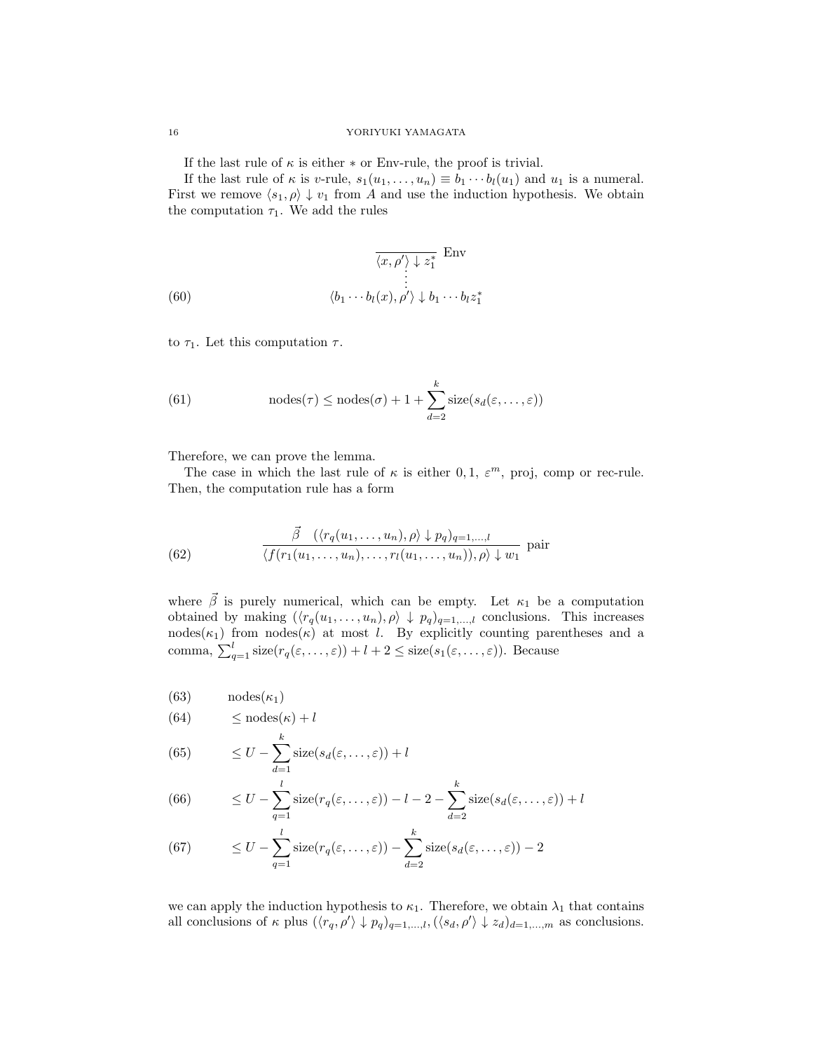If the last rule of $\kappa$ is either $*$ or Env-rule, the proof is trivial.

If the last rule of $\kappa$ is $v$-rule, $s_1(u_1, \dots, u_n) \equiv b_1 \cdots b_l(u_1)$ and $u_1$ is a numeral. First we remove $\langle s_1, \rho \rangle \downarrow v_1$ from $A$ and use the induction hypothesis. We obtain the computation $\tau_1$. We add the rules

$$
\begin{array}{c}
\dfrac{}{\langle x, \rho' \rangle \downarrow z_1^*} \text{ Env} \\
\vdots \\
\langle b_1 \cdots b_l(x), \rho' \rangle \downarrow b_1 \cdots b_l z_1^*
\end{array}
\tag{60}
$$

to $\tau_1$. Let this computation $\tau$.

$$
\text{nodes}(\tau) \leq \text{nodes}(\sigma) + 1 + \sum_{d=2}^{k} \text{size}(s_d(\varepsilon, \dots, \varepsilon))
\tag{61}
$$

Therefore, we can prove the lemma.

The case in which the last rule of $\kappa$ is either $0, 1$, $\varepsilon^m$, proj, comp or rec-rule. Then, the computation rule has a form

$$
\frac{\vec{\beta} \quad (\langle r_q(u_1, \dots, u_n), \rho \rangle \downarrow p_q)_{q=1,\dots,l}}{\langle f(r_1(u_1, \dots, u_n), \dots, r_l(u_1, \dots, u_n)), \rho \rangle \downarrow w_1} \text{ pair}
\tag{62}
$$

where $\vec{\beta}$ is purely numerical, which can be empty. Let $\kappa_1$ be a computation obtained by making $(\langle r_q(u_1, \dots, u_n), \rho \rangle \downarrow p_q)_{q=1,\dots,l}$ conclusions. This increases $\text{nodes}(\kappa_1)$ from $\text{nodes}(\kappa)$ at most $l$. By explicitly counting parentheses and a comma, $\sum_{q=1}^{l} \text{size}(r_q(\varepsilon, \dots, \varepsilon)) + l + 2 \leq \text{size}(s_1(\varepsilon, \dots, \varepsilon))$. Because

$$
\text{nodes}(\kappa_1)
\tag{63}
$$

$$
\leq \text{nodes}(\kappa) + l
\tag{64}
$$

$$
\leq U - \sum_{d=1}^{k} \text{size}(s_d(\varepsilon, \dots, \varepsilon)) + l
\tag{65}
$$

$$
\leq U - \sum_{q=1}^{l} \text{size}(r_q(\varepsilon, \dots, \varepsilon)) - l - 2 - \sum_{d=2}^{k} \text{size}(s_d(\varepsilon, \dots, \varepsilon)) + l
\tag{66}
$$

$$
\leq U - \sum_{q=1}^{l} \text{size}(r_q(\varepsilon, \dots, \varepsilon)) - \sum_{d=2}^{k} \text{size}(s_d(\varepsilon, \dots, \varepsilon)) - 2
\tag{67}
$$

we can apply the induction hypothesis to $\kappa_1$. Therefore, we obtain $\lambda_1$ that contains all conclusions of $\kappa$ plus $(\langle r_q, \rho' \rangle \downarrow p_q)_{q=1,\dots,l}, (\langle s_d, \rho' \rangle \downarrow z_d)_{d=1,\dots,m}$ as conclusions.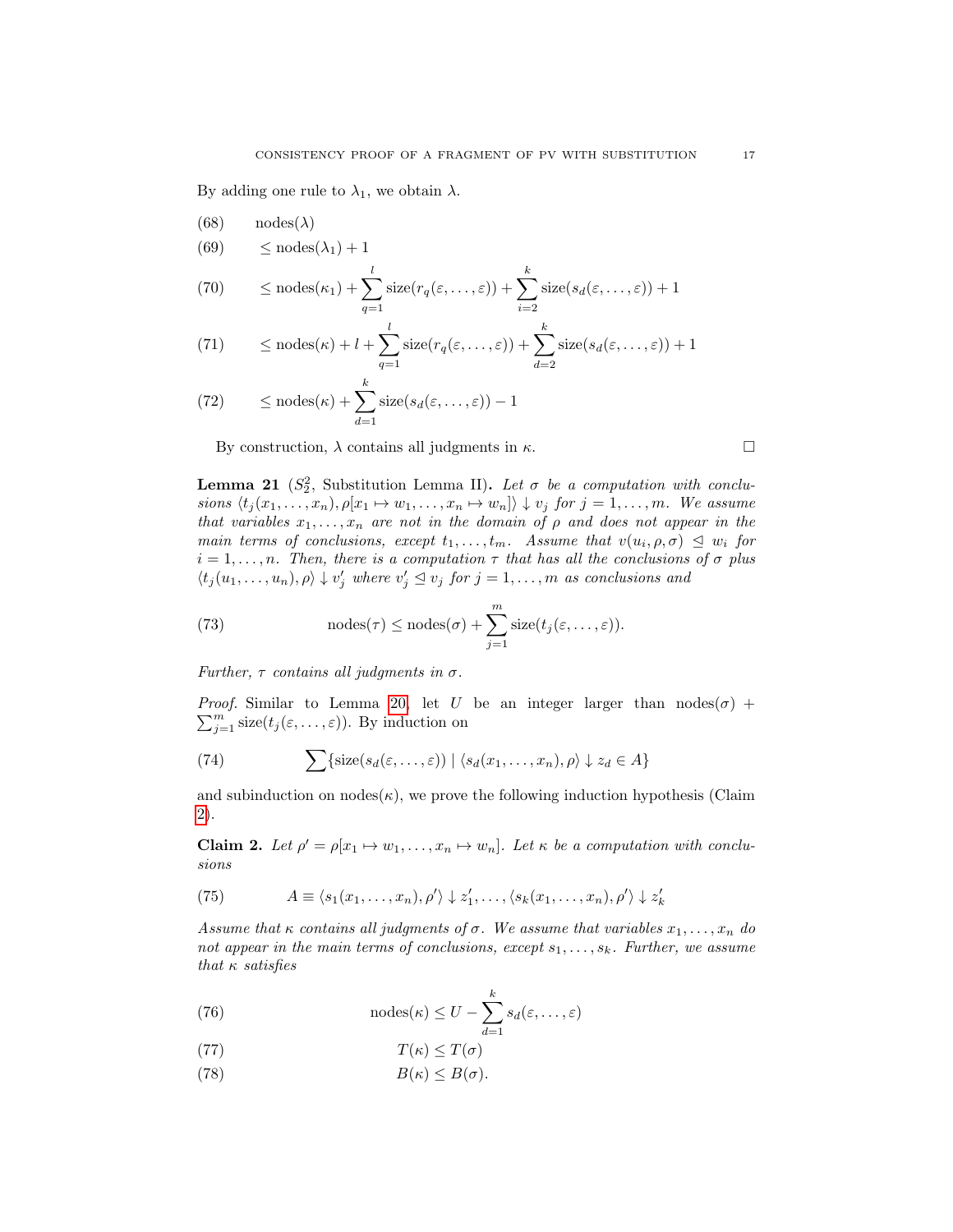By adding one rule to $\lambda_1$, we obtain $\lambda$.

$$\text{nodes}(\lambda) \tag{68}$$

$$\leq \text{nodes}(\lambda_1) + 1 \tag{69}$$

$$\leq \text{nodes}(\kappa_1) + \sum_{q=1}^{l} \text{size}(r_q(\varepsilon, \dots, \varepsilon)) + \sum_{i=2}^{k} \text{size}(s_d(\varepsilon, \dots, \varepsilon)) + 1 \tag{70}$$

$$\leq \text{nodes}(\kappa) + l + \sum_{q=1}^{l} \text{size}(r_q(\varepsilon, \dots, \varepsilon)) + \sum_{d=2}^{k} \text{size}(s_d(\varepsilon, \dots, \varepsilon)) + 1 \tag{71}$$

$$\leq \text{nodes}(\kappa) + \sum_{d=1}^{k} \text{size}(s_d(\varepsilon, \dots, \varepsilon)) - 1 \tag{72}$$

By construction, $\lambda$ contains all judgments in $\kappa$. □

**Lemma 21** ($S^2_2$, Substitution Lemma II)**.** *Let $\sigma$ be a computation with conclusions $\langle t_j(x_1, \dots, x_n), \rho[x_1 \mapsto w_1, \dots, x_n \mapsto w_n]\rangle \downarrow v_j$ for $j = 1, \dots, m$. We assume that variables $x_1, \dots, x_n$ are not in the domain of $\rho$ and does not appear in the main terms of conclusions, except $t_1, \dots, t_m$. Assume that $v(u_i, \rho, \sigma) \trianglelefteq w_i$ for $i = 1, \dots, n$. Then, there is a computation $\tau$ that has all the conclusions of $\sigma$ plus $\langle t_j(u_1, \dots, u_n), \rho\rangle \downarrow v'_j$ where $v'_j \trianglelefteq v_j$ for $j = 1, \dots, m$ as conclusions and*

$$\text{nodes}(\tau) \leq \text{nodes}(\sigma) + \sum_{j=1}^{m} \text{size}(t_j(\varepsilon, \dots, \varepsilon)). \tag{73}$$

*Further, $\tau$ contains all judgments in $\sigma$.*

*Proof.* Similar to Lemma 20, let $U$ be an integer larger than $\text{nodes}(\sigma) + \sum_{j=1}^{m} \text{size}(t_j(\varepsilon, \dots, \varepsilon))$. By induction on

$$\sum \{\text{size}(s_d(\varepsilon, \dots, \varepsilon)) \mid \langle s_d(x_1, \dots, x_n), \rho\rangle \downarrow z_d \in A\} \tag{74}$$

and subinduction on $\text{nodes}(\kappa)$, we prove the following induction hypothesis (Claim 2).

**Claim 2.** *Let $\rho' = \rho[x_1 \mapsto w_1, \dots, x_n \mapsto w_n]$. Let $\kappa$ be a computation with conclusions*

$$A \equiv \langle s_1(x_1, \dots, x_n), \rho'\rangle \downarrow z'_1, \dots, \langle s_k(x_1, \dots, x_n), \rho'\rangle \downarrow z'_k \tag{75}$$

*Assume that $\kappa$ contains all judgments of $\sigma$. We assume that variables $x_1, \dots, x_n$ do not appear in the main terms of conclusions, except $s_1, \dots, s_k$. Further, we assume that $\kappa$ satisfies*

$$\text{nodes}(\kappa) \leq U - \sum_{d=1}^{k} s_d(\varepsilon, \dots, \varepsilon) \tag{76}$$

$$T(\kappa) \leq T(\sigma) \tag{77}$$

$$B(\kappa) \leq B(\sigma). \tag{78}$$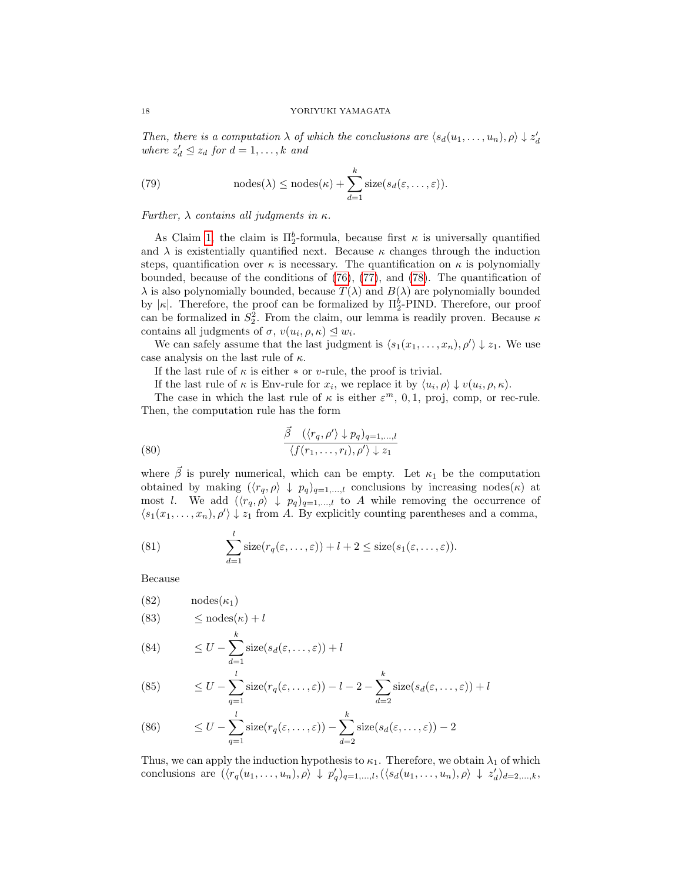*Then, there is a computation $\lambda$ of which the conclusions are $\langle s_d(u_1,\dots,u_n),\rho\rangle \downarrow z'_d$ where $z'_d \trianglelefteq z_d$ for $d=1,\dots,k$ and*

$$
\text{nodes}(\lambda) \le \text{nodes}(\kappa) + \sum_{d=1}^{k} \text{size}(s_d(\varepsilon,\dots,\varepsilon)). \tag{79}
$$

*Further, $\lambda$ contains all judgments in $\kappa$.*

As Claim 1, the claim is $\Pi_2^b$-formula, because first $\kappa$ is universally quantified and $\lambda$ is existentially quantified next. Because $\kappa$ changes through the induction steps, quantification over $\kappa$ is necessary. The quantification on $\kappa$ is polynomially bounded, because of the conditions of (76), (77), and (78). The quantification of $\lambda$ is also polynomially bounded, because $T(\lambda)$ and $B(\lambda)$ are polynomially bounded by $|\kappa|$. Therefore, the proof can be formalized by $\Pi_2^b$-PIND. Therefore, our proof can be formalized in $S_2^2$. From the claim, our lemma is readily proven. Because $\kappa$ contains all judgments of $\sigma$, $v(u_i,\rho,\kappa) \trianglelefteq w_i$.

We can safely assume that the last judgment is $\langle s_1(x_1,\dots,x_n),\rho'\rangle \downarrow z_1$. We use case analysis on the last rule of $\kappa$.

If the last rule of $\kappa$ is either $*$ or $v$-rule, the proof is trivial.

If the last rule of $\kappa$ is Env-rule for $x_i$, we replace it by $\langle u_i,\rho\rangle \downarrow v(u_i,\rho,\kappa)$.

The case in which the last rule of $\kappa$ is either $\varepsilon^m$, 0, 1, proj, comp, or rec-rule. Then, the computation rule has the form

$$
\frac{\vec{\beta} \quad (\langle r_q,\rho'\rangle \downarrow p_q)_{q=1,\dots,l}}{\langle f(r_1,\dots,r_l),\rho'\rangle \downarrow z_1} \tag{80}
$$

where $\vec{\beta}$ is purely numerical, which can be empty. Let $\kappa_1$ be the computation obtained by making $(\langle r_q,\rho\rangle \downarrow p_q)_{q=1,\dots,l}$ conclusions by increasing nodes$(\kappa)$ at most $l$. We add $(\langle r_q,\rho\rangle \downarrow p_q)_{q=1,\dots,l}$ to $A$ while removing the occurrence of $\langle s_1(x_1,\dots,x_n),\rho'\rangle \downarrow z_1$ from $A$. By explicitly counting parentheses and a comma,

$$
\sum_{d=1}^{l} \text{size}(r_q(\varepsilon,\dots,\varepsilon)) + l + 2 \le \text{size}(s_1(\varepsilon,\dots,\varepsilon)). \tag{81}
$$

Because

$$
\begin{aligned}
&\text{nodes}(\kappa_1) && (82)\\
&\le \text{nodes}(\kappa) + l && (83)\\
&\le U - \sum_{d=1}^{k} \text{size}(s_d(\varepsilon,\dots,\varepsilon)) + l && (84)\\
&\le U - \sum_{q=1}^{l} \text{size}(r_q(\varepsilon,\dots,\varepsilon)) - l - 2 - \sum_{d=2}^{k} \text{size}(s_d(\varepsilon,\dots,\varepsilon)) + l && (85)\\
&\le U - \sum_{q=1}^{l} \text{size}(r_q(\varepsilon,\dots,\varepsilon)) - \sum_{d=2}^{k} \text{size}(s_d(\varepsilon,\dots,\varepsilon)) - 2 && (86)
\end{aligned}
$$

Thus, we can apply the induction hypothesis to $\kappa_1$. Therefore, we obtain $\lambda_1$ of which conclusions are $(\langle r_q(u_1,\dots,u_n),\rho\rangle \downarrow p'_q)_{q=1,\dots,l}, (\langle s_d(u_1,\dots,u_n),\rho\rangle \downarrow z'_d)_{d=2,\dots,k}$,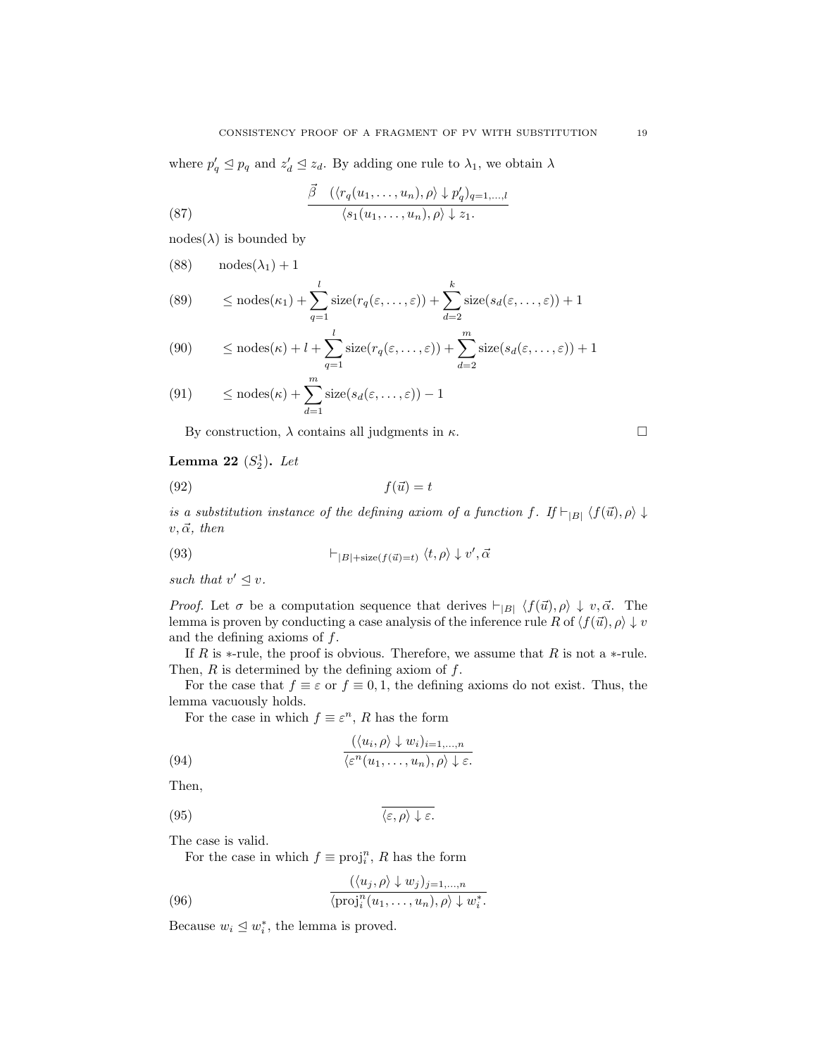where $p'_q \trianglelefteq p_q$ and $z'_d \trianglelefteq z_d$. By adding one rule to $\lambda_1$, we obtain $\lambda$

$$\frac{\vec{\beta} \quad (\langle r_q(u_1,\ldots,u_n),\rho\rangle \downarrow p'_q)_{q=1,\ldots,l}}{\langle s_1(u_1,\ldots,u_n),\rho\rangle \downarrow z_1.} \tag{87}$$

nodes($\lambda$) is bounded by

$$\text{nodes}(\lambda_1) + 1 \tag{88}$$

$$\leq \text{nodes}(\kappa_1) + \sum_{q=1}^{l} \text{size}(r_q(\varepsilon,\ldots,\varepsilon)) + \sum_{d=2}^{k} \text{size}(s_d(\varepsilon,\ldots,\varepsilon)) + 1 \tag{89}$$

$$\leq \text{nodes}(\kappa) + l + \sum_{q=1}^{l} \text{size}(r_q(\varepsilon,\ldots,\varepsilon)) + \sum_{d=2}^{m} \text{size}(s_d(\varepsilon,\ldots,\varepsilon)) + 1 \tag{90}$$

$$\leq \text{nodes}(\kappa) + \sum_{d=1}^{m} \text{size}(s_d(\varepsilon,\ldots,\varepsilon)) - 1 \tag{91}$$

By construction, $\lambda$ contains all judgments in $\kappa$. □

**Lemma 22** ($S^1_2$). *Let*

$$f(\vec{u}) = t \tag{92}$$

*is a substitution instance of the defining axiom of a function $f$. If $\vdash_{|B|} \langle f(\vec{u}),\rho\rangle \downarrow v, \vec{\alpha}$, then*

$$\vdash_{|B|+\text{size}(f(\vec{u})=t)} \langle t,\rho\rangle \downarrow v', \vec{\alpha} \tag{93}$$

*such that $v' \trianglelefteq v$.*

*Proof.* Let $\sigma$ be a computation sequence that derives $\vdash_{|B|} \langle f(\vec{u}),\rho\rangle \downarrow v, \vec{\alpha}$. The lemma is proven by conducting a case analysis of the inference rule $R$ of $\langle f(\vec{u}),\rho\rangle \downarrow v$ and the defining axioms of $f$.

If $R$ is $*$-rule, the proof is obvious. Therefore, we assume that $R$ is not a $*$-rule. Then, $R$ is determined by the defining axiom of $f$.

For the case that $f \equiv \varepsilon$ or $f \equiv 0, 1$, the defining axioms do not exist. Thus, the lemma vacuously holds.

For the case in which $f \equiv \varepsilon^n$, $R$ has the form

$$\frac{(\langle u_i,\rho\rangle \downarrow w_i)_{i=1,\ldots,n}}{\langle \varepsilon^n(u_1,\ldots,u_n),\rho\rangle \downarrow \varepsilon.} \tag{94}$$

Then,

$$\overline{\langle \varepsilon,\rho\rangle \downarrow \varepsilon.} \tag{95}$$

The case is valid.

For the case in which $f \equiv \text{proj}^n_i$, $R$ has the form

$$\frac{(\langle u_j,\rho\rangle \downarrow w_j)_{j=1,\ldots,n}}{\langle \text{proj}^n_i(u_1,\ldots,u_n),\rho\rangle \downarrow w^*_i.} \tag{96}$$

Because $w_i \trianglelefteq w^*_i$, the lemma is proved.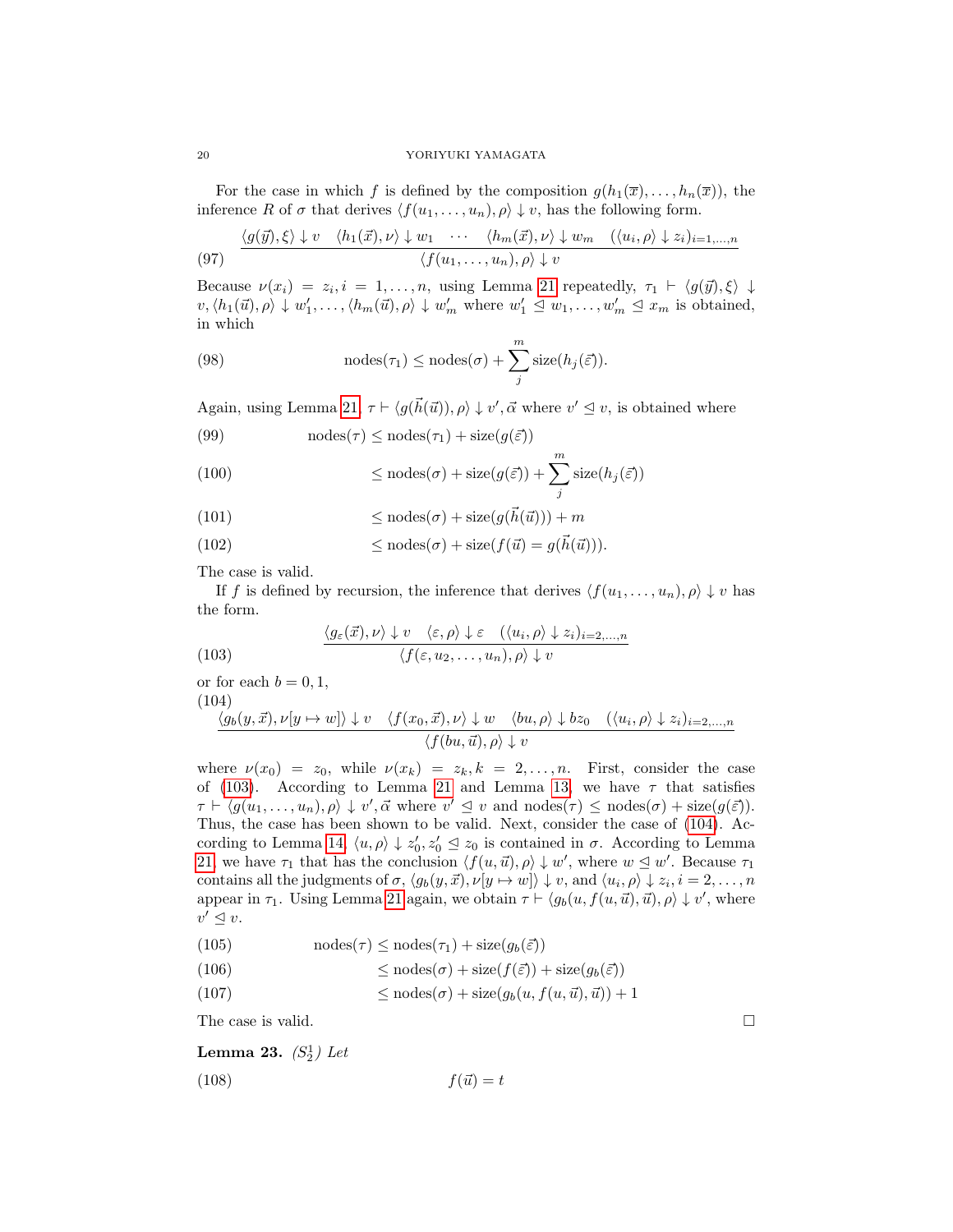For the case in which $f$ is defined by the composition $g(h_1(\overline{x}), \ldots, h_n(\overline{x}))$, the inference $R$ of $\sigma$ that derives $\langle f(u_1, \ldots, u_n), \rho \rangle \downarrow v$, has the following form.

$$\frac{\langle g(\vec{y}), \xi \rangle \downarrow v \quad \langle h_1(\vec{x}), \nu \rangle \downarrow w_1 \quad \cdots \quad \langle h_m(\vec{x}), \nu \rangle \downarrow w_m \quad (\langle u_i, \rho \rangle \downarrow z_i)_{i=1,\ldots,n}}{\langle f(u_1, \ldots, u_n), \rho \rangle \downarrow v} \tag{97}$$

Because $\nu(x_i) = z_i, i = 1, \ldots, n$, using Lemma 21 repeatedly, $\tau_1 \vdash \langle g(\vec{y}), \xi \rangle \downarrow v, \langle h_1(\vec{u}), \rho \rangle \downarrow w'_1, \ldots, \langle h_m(\vec{u}), \rho \rangle \downarrow w'_m$ where $w'_1 \trianglelefteq w_1, \ldots, w'_m \trianglelefteq x_m$ is obtained, in which

$$\text{nodes}(\tau_1) \leq \text{nodes}(\sigma) + \sum_j^m \text{size}(h_j(\vec{\varepsilon})). \tag{98}$$

Again, using Lemma 21, $\tau \vdash \langle g(\vec{h}(\vec{u})), \rho \rangle \downarrow v', \vec{\alpha}$ where $v' \trianglelefteq v$, is obtained where

$$\begin{aligned}
\text{nodes}(\tau) &\leq \text{nodes}(\tau_1) + \text{size}(g(\vec{\varepsilon})) &(99)\\
&\leq \text{nodes}(\sigma) + \text{size}(g(\vec{\varepsilon})) + \sum_j^m \text{size}(h_j(\vec{\varepsilon})) &(100)\\
&\leq \text{nodes}(\sigma) + \text{size}(g(\vec{h}(\vec{u}))) + m &(101)\\
&\leq \text{nodes}(\sigma) + \text{size}(f(\vec{u}) = g(\vec{h}(\vec{u}))). &(102)
\end{aligned}$$

The case is valid.

If $f$ is defined by recursion, the inference that derives $\langle f(u_1, \ldots, u_n), \rho \rangle \downarrow v$ has the form.

$$\frac{\langle g_\varepsilon(\vec{x}), \nu \rangle \downarrow v \quad \langle \varepsilon, \rho \rangle \downarrow \varepsilon \quad (\langle u_i, \rho \rangle \downarrow z_i)_{i=2,\ldots,n}}{\langle f(\varepsilon, u_2, \ldots, u_n), \rho \rangle \downarrow v} \tag{103}$$

or for each $b = 0, 1$,

$$\frac{\langle g_b(y, \vec{x}), \nu[y \mapsto w] \rangle \downarrow v \quad \langle f(x_0, \vec{x}), \nu \rangle \downarrow w \quad \langle bu, \rho \rangle \downarrow bz_0 \quad (\langle u_i, \rho \rangle \downarrow z_i)_{i=2,\ldots,n}}{\langle f(bu, \vec{u}), \rho \rangle \downarrow v} \tag{104}$$

where $\nu(x_0) = z_0$, while $\nu(x_k) = z_k, k = 2, \ldots, n$. First, consider the case of (103). According to Lemma 21 and Lemma 13, we have $\tau$ that satisfies $\tau \vdash \langle g(u_1, \ldots, u_n), \rho \rangle \downarrow v', \vec{\alpha}$ where $v' \trianglelefteq v$ and $\text{nodes}(\tau) \leq \text{nodes}(\sigma) + \text{size}(g(\vec{\varepsilon}))$. Thus, the case has been shown to be valid. Next, consider the case of (104). According to Lemma 14, $\langle u, \rho \rangle \downarrow z'_0, z'_0 \trianglelefteq z_0$ is contained in $\sigma$. According to Lemma 21, we have $\tau_1$ that has the conclusion $\langle f(u, \vec{u}), \rho \rangle \downarrow w'$, where $w \trianglelefteq w'$. Because $\tau_1$ contains all the judgments of $\sigma$, $\langle g_b(y, \vec{x}), \nu[y \mapsto w] \rangle \downarrow v$, and $\langle u_i, \rho \rangle \downarrow z_i, i = 2, \ldots, n$ appear in $\tau_1$. Using Lemma 21 again, we obtain $\tau \vdash \langle g_b(u, f(u, \vec{u}), \vec{u}), \rho \rangle \downarrow v'$, where $v' \trianglelefteq v$.

$$\begin{aligned}
\text{nodes}(\tau) &\leq \text{nodes}(\tau_1) + \text{size}(g_b(\vec{\varepsilon})) &(105)\\
&\leq \text{nodes}(\sigma) + \text{size}(f(\vec{\varepsilon})) + \text{size}(g_b(\vec{\varepsilon})) &(106)\\
&\leq \text{nodes}(\sigma) + \text{size}(g_b(u, f(u, \vec{u}), \vec{u})) + 1 &(107)
\end{aligned}$$

The case is valid. □

**Lemma 23.** *($S^1_2$) Let*

$$f(\vec{u}) = t \tag{108}$$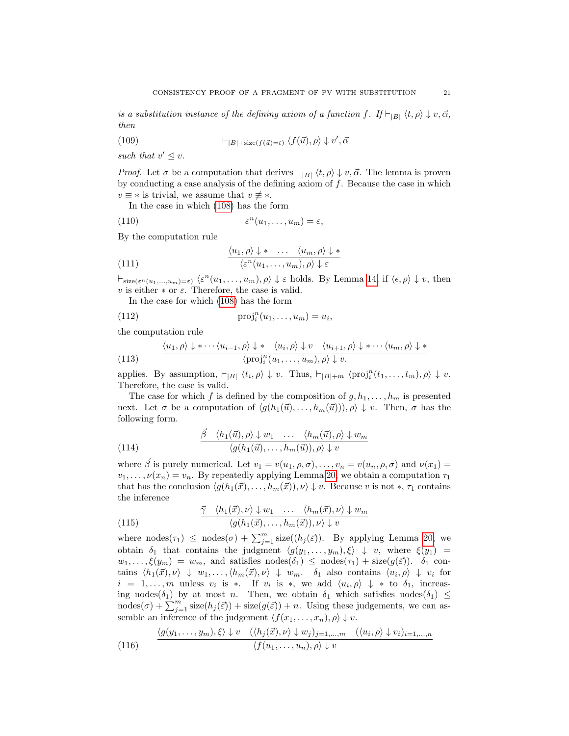*is a substitution instance of the defining axiom of a function $f$. If $\vdash_{|B|} \langle t, \rho \rangle \downarrow v, \vec{\alpha}$, then*

$$\vdash_{|B|+\text{size}(f(\vec{u})=t)} \langle f(\vec{u}), \rho \rangle \downarrow v', \vec{\alpha} \tag{109}$$

*such that $v' \trianglelefteq v$.*

*Proof.* Let $\sigma$ be a computation that derives $\vdash_{|B|} \langle t, \rho \rangle \downarrow v, \vec{\alpha}$. The lemma is proven by conducting a case analysis of the defining axiom of $f$. Because the case in which $v \equiv *$ is trivial, we assume that $v \not\equiv *$.

In the case in which (108) has the form

$$\varepsilon^n(u_1, \ldots, u_m) = \varepsilon, \tag{110}$$

By the computation rule

$$\frac{\langle u_1, \rho \rangle \downarrow * \quad \ldots \quad \langle u_m, \rho \rangle \downarrow *}{\langle \varepsilon^n(u_1, \ldots, u_m), \rho \rangle \downarrow \varepsilon} \tag{111}$$

$\vdash_{\text{size}(\varepsilon^n(u_1,\ldots,u_m)=\varepsilon)} \langle \varepsilon^n(u_1, \ldots, u_m), \rho \rangle \downarrow \varepsilon$ holds. By Lemma 14, if $\langle \epsilon, \rho \rangle \downarrow v$, then $v$ is either $*$ or $\varepsilon$. Therefore, the case is valid.

In the case for which (108) has the form

$$\text{proj}_i^n(u_1, \ldots, u_m) = u_i, \tag{112}$$

the computation rule

$$\frac{\langle u_1, \rho \rangle \downarrow * \cdots \langle u_{i-1}, \rho \rangle \downarrow * \quad \langle u_i, \rho \rangle \downarrow v \quad \langle u_{i+1}, \rho \rangle \downarrow * \cdots \langle u_m, \rho \rangle \downarrow *}{\langle \text{proj}_i^n(u_1, \ldots, u_m), \rho \rangle \downarrow v.} \tag{113}$$

applies. By assumption, $\vdash_{|B|} \langle t_i, \rho \rangle \downarrow v$. Thus, $\vdash_{|B|+m} \langle \text{proj}_i^n(t_1, \ldots, t_m), \rho \rangle \downarrow v$. Therefore, the case is valid.

The case for which $f$ is defined by the composition of $g, h_1, \ldots, h_m$ is presented next. Let $\sigma$ be a computation of $\langle g(h_1(\vec{u}), \ldots, h_m(\vec{u}))), \rho \rangle \downarrow v$. Then, $\sigma$ has the following form.

$$\frac{\vec{\beta} \quad \langle h_1(\vec{u}), \rho \rangle \downarrow w_1 \quad \ldots \quad \langle h_m(\vec{u}), \rho \rangle \downarrow w_m}{\langle g(h_1(\vec{u}), \ldots, h_m(\vec{u})), \rho \rangle \downarrow v} \tag{114}$$

where $\vec{\beta}$ is purely numerical. Let $v_1 = v(u_1, \rho, \sigma), \ldots, v_n = v(u_n, \rho, \sigma)$ and $\nu(x_1) = v_1, \ldots, \nu(x_n) = v_n$. By repeatedly applying Lemma 20, we obtain a computation $\tau_1$ that has the conclusion $\langle g(h_1(\vec{x}), \ldots, h_m(\vec{x})), \nu \rangle \downarrow v$. Because $v$ is not $*$, $\tau_1$ contains the inference

$$\frac{\vec{\gamma} \quad \langle h_1(\vec{x}), \nu \rangle \downarrow w_1 \quad \ldots \quad \langle h_m(\vec{x}), \nu \rangle \downarrow w_m}{\langle g(h_1(\vec{x}), \ldots, h_m(\vec{x})), \nu \rangle \downarrow v} \tag{115}$$

where $\text{nodes}(\tau_1) \leq \text{nodes}(\sigma) + \sum_{j=1}^{m} \text{size}((h_j(\vec{\varepsilon}))$. By applying Lemma 20, we obtain $\delta_1$ that contains the judgment $\langle g(y_1, \ldots, y_m), \xi \rangle \downarrow v$, where $\xi(y_1) = w_1, \ldots, \xi(y_m) = w_m$, and satisfies $\text{nodes}(\delta_1) \leq \text{nodes}(\tau_1) + \text{size}(g(\vec{\varepsilon}))$. $\delta_1$ contains $\langle h_1(\vec{x}), \nu \rangle \downarrow w_1, \ldots, \langle h_m(\vec{x}), \nu \rangle \downarrow w_m$. $\delta_1$ also contains $\langle u_i, \rho \rangle \downarrow v_i$ for $i = 1, \ldots, m$ unless $v_i$ is $*$. If $v_i$ is $*$, we add $\langle u_i, \rho \rangle \downarrow *$ to $\delta_1$, increasing $\text{nodes}(\delta_1)$ by at most $n$. Then, we obtain $\delta_1$ which satisfies $\text{nodes}(\delta_1) \leq \text{nodes}(\sigma) + \sum_{j=1}^{m} \text{size}(h_j(\vec{\varepsilon})) + \text{size}(g(\vec{\varepsilon})) + n$. Using these judgements, we can assemble an inference of the judgement $\langle f(x_1, \ldots, x_n), \rho \rangle \downarrow v$.

$$\frac{\langle g(y_1, \ldots, y_m), \xi \rangle \downarrow v \quad (\langle h_j(\vec{x}), \nu \rangle \downarrow w_j)_{j=1,\ldots,m} \quad (\langle u_i, \rho \rangle \downarrow v_i)_{i=1,\ldots,n}}{\langle f(u_1, \ldots, u_n), \rho \rangle \downarrow v} \tag{116}$$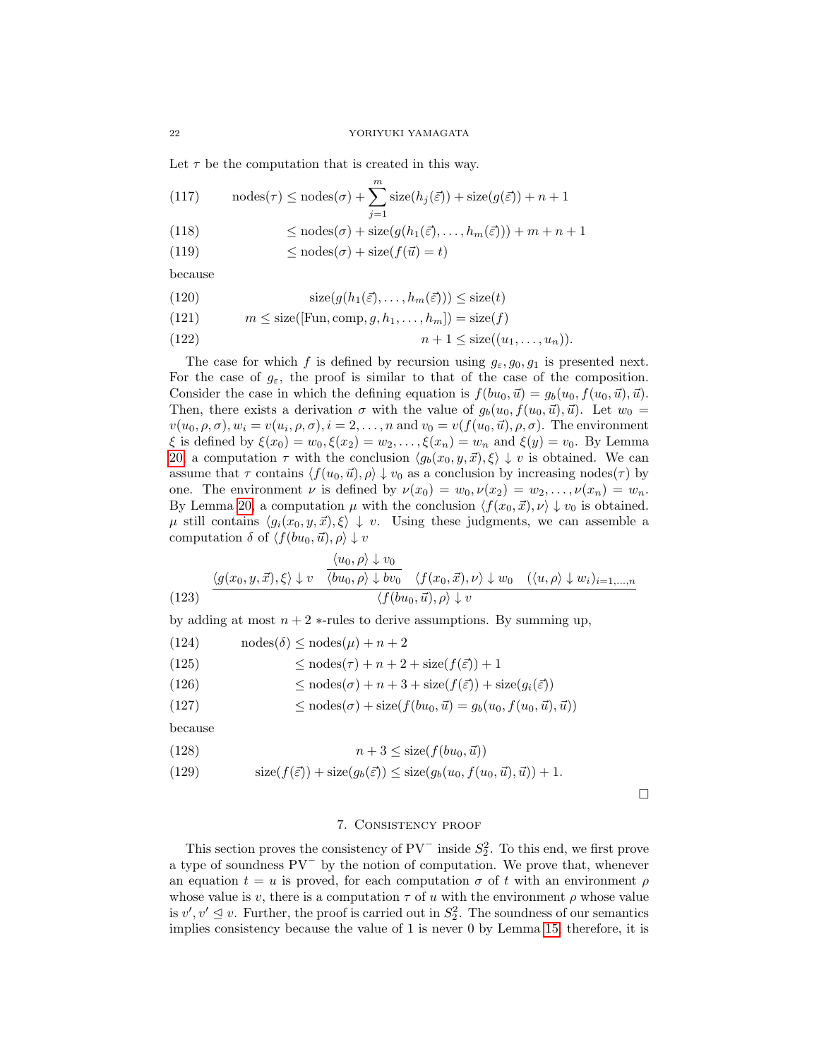Let $\tau$ be the computation that is created in this way.

$$\text{nodes}(\tau) \le \text{nodes}(\sigma) + \sum_{j=1}^{m} \text{size}(h_j(\vec{\varepsilon})) + \text{size}(g(\vec{\varepsilon})) + n + 1 \tag{117}$$

$$\le \text{nodes}(\sigma) + \text{size}(g(h_1(\vec{\varepsilon}), \dots, h_m(\vec{\varepsilon}))) + m + n + 1 \tag{118}$$

$$\le \text{nodes}(\sigma) + \text{size}(f(\vec{u}) = t) \tag{119}$$

because

$$\text{size}(g(h_1(\vec{\varepsilon}), \dots, h_m(\vec{\varepsilon}))) \le \text{size}(t) \tag{120}$$

$$m \le \text{size}([\text{Fun}, \text{comp}, g, h_1, \dots, h_m]) = \text{size}(f) \tag{121}$$

$$n + 1 \le \text{size}((u_1, \dots, u_n)). \tag{122}$$

The case for which $f$ is defined by recursion using $g_\varepsilon, g_0, g_1$ is presented next. For the case of $g_\varepsilon$, the proof is similar to that of the case of the composition. Consider the case in which the defining equation is $f(bu_0, \vec{u}) = g_b(u_0, f(u_0, \vec{u}), \vec{u})$. Then, there exists a derivation $\sigma$ with the value of $g_b(u_0, f(u_0, \vec{u}), \vec{u})$. Let $w_0 = v(u_0, \rho, \sigma), w_i = v(u_i, \rho, \sigma), i = 2, \dots, n$ and $v_0 = v(f(u_0, \vec{u}), \rho, \sigma)$. The environment $\xi$ is defined by $\xi(x_0) = w_0, \xi(x_2) = w_2, \dots, \xi(x_n) = w_n$ and $\xi(y) = v_0$. By Lemma 20, a computation $\tau$ with the conclusion $\langle g_b(x_0, y, \vec{x}), \xi \rangle \downarrow v$ is obtained. We can assume that $\tau$ contains $\langle f(u_0, \vec{u}), \rho \rangle \downarrow v_0$ as a conclusion by increasing nodes($\tau$) by one. The environment $\nu$ is defined by $\nu(x_0) = w_0, \nu(x_2) = w_2, \dots, \nu(x_n) = w_n$. By Lemma 20, a computation $\mu$ with the conclusion $\langle f(x_0, \vec{x}), \nu \rangle \downarrow v_0$ is obtained. $\mu$ still contains $\langle g_i(x_0, y, \vec{x}), \xi \rangle \downarrow v$. Using these judgments, we can assemble a computation $\delta$ of $\langle f(bu_0, \vec{u}), \rho \rangle \downarrow v$

$$\frac{\langle g(x_0, y, \vec{x}), \xi \rangle \downarrow v \quad \dfrac{\langle u_0, \rho \rangle \downarrow v_0}{\langle bu_0, \rho \rangle \downarrow bv_0} \quad \langle f(x_0, \vec{x}), \nu \rangle \downarrow w_0 \quad (\langle u, \rho \rangle \downarrow w_i)_{i=1,\dots,n}}{\langle f(bu_0, \vec{u}), \rho \rangle \downarrow v} \tag{123}$$

by adding at most $n + 2$ $*$-rules to derive assumptions. By summing up,

$$\text{nodes}(\delta) \le \text{nodes}(\mu) + n + 2 \tag{124}$$

$$\le \text{nodes}(\tau) + n + 2 + \text{size}(f(\vec{\varepsilon})) + 1 \tag{125}$$

$$\le \text{nodes}(\sigma) + n + 3 + \text{size}(f(\vec{\varepsilon})) + \text{size}(g_i(\vec{\varepsilon})) \tag{126}$$

$$\le \text{nodes}(\sigma) + \text{size}(f(bu_0, \vec{u}) = g_b(u_0, f(u_0, \vec{u}), \vec{u})) \tag{127}$$

because

$$n + 3 \le \text{size}(f(bu_0, \vec{u})) \tag{128}$$

$$\text{size}(f(\vec{\varepsilon})) + \text{size}(g_b(\vec{\varepsilon})) \le \text{size}(g_b(u_0, f(u_0, \vec{u}), \vec{u})) + 1. \tag{129}$$

□

## 7. Consistency proof

This section proves the consistency of $\mathrm{PV}^-$ inside $S_2^2$. To this end, we first prove a type of soundness $\mathrm{PV}^-$ by the notion of computation. We prove that, whenever an equation $t = u$ is proved, for each computation $\sigma$ of $t$ with an environment $\rho$ whose value is $v$, there is a computation $\tau$ of $u$ with the environment $\rho$ whose value is $v', v' \trianglelefteq v$. Further, the proof is carried out in $S_2^2$. The soundness of our semantics implies consistency because the value of 1 is never 0 by Lemma 15, therefore, it is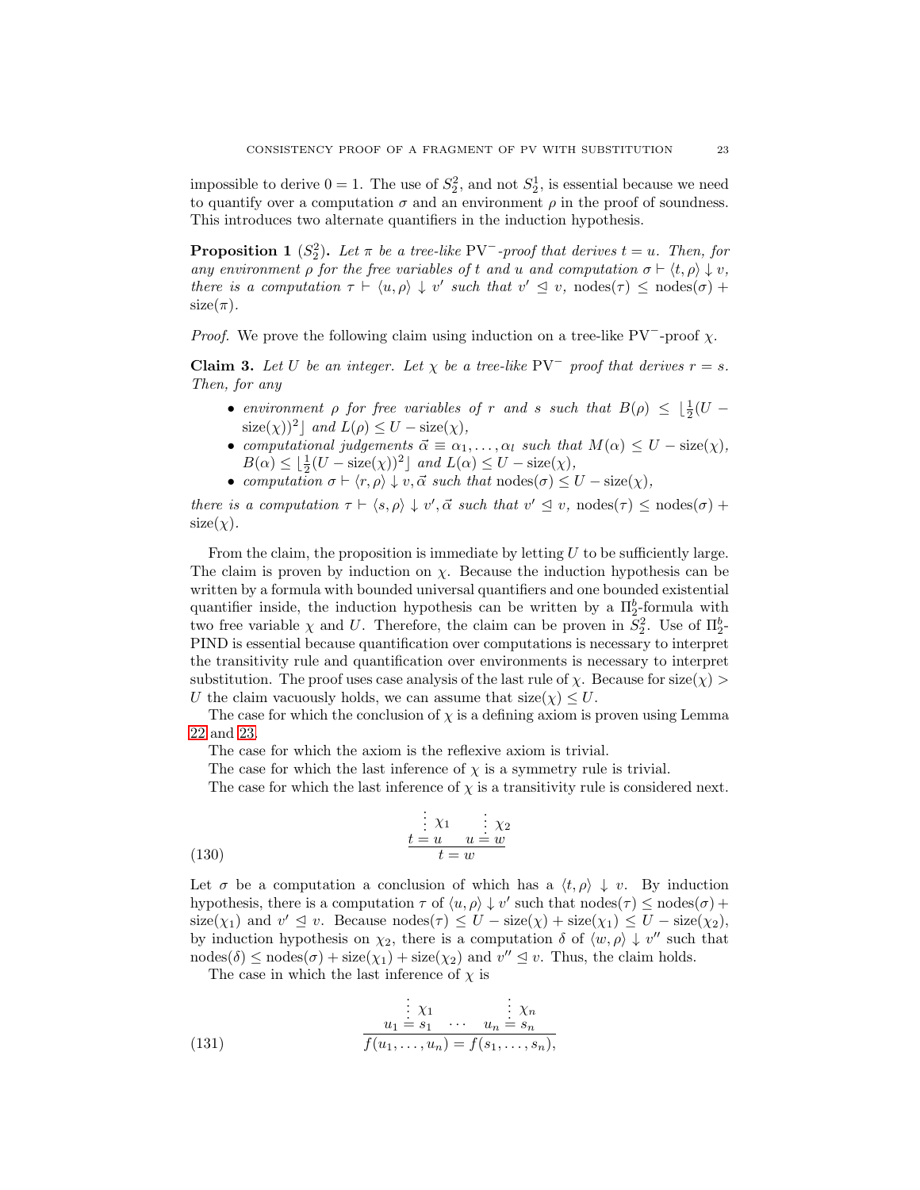impossible to derive $0 = 1$. The use of $S^2_2$, and not $S^1_2$, is essential because we need to quantify over a computation $\sigma$ and an environment $\rho$ in the proof of soundness. This introduces two alternate quantifiers in the induction hypothesis.

**Proposition 1** ($S^2_2$)**.** *Let $\pi$ be a tree-like $\mathrm{PV}^-$-proof that derives $t = u$. Then, for any environment $\rho$ for the free variables of $t$ and $u$ and computation $\sigma \vdash \langle t, \rho\rangle \downarrow v$, there is a computation $\tau \vdash \langle u, \rho\rangle \downarrow v'$ such that $v' \trianglelefteq v$, $\mathrm{nodes}(\tau) \leq \mathrm{nodes}(\sigma) + \mathrm{size}(\pi)$.*

*Proof.* We prove the following claim using induction on a tree-like $\mathrm{PV}^-$-proof $\chi$.

**Claim 3.** *Let $U$ be an integer. Let $\chi$ be a tree-like $\mathrm{PV}^-$ proof that derives $r = s$. Then, for any*

- *environment $\rho$ for free variables of $r$ and $s$ such that $B(\rho) \leq \lfloor \frac{1}{2}(U - \mathrm{size}(\chi))^2 \rfloor$ and $L(\rho) \leq U - \mathrm{size}(\chi)$,*
- *computational judgements $\vec{\alpha} \equiv \alpha_1, \ldots, \alpha_l$ such that $M(\alpha) \leq U - \mathrm{size}(\chi)$, $B(\alpha) \leq \lfloor \frac{1}{2}(U - \mathrm{size}(\chi))^2 \rfloor$ and $L(\alpha) \leq U - \mathrm{size}(\chi)$,*
- *computation $\sigma \vdash \langle r, \rho\rangle \downarrow v, \vec{\alpha}$ such that $\mathrm{nodes}(\sigma) \leq U - \mathrm{size}(\chi)$,*

*there is a computation $\tau \vdash \langle s, \rho\rangle \downarrow v', \vec{\alpha}$ such that $v' \trianglelefteq v$, $\mathrm{nodes}(\tau) \leq \mathrm{nodes}(\sigma) + \mathrm{size}(\chi)$.*

From the claim, the proposition is immediate by letting $U$ to be sufficiently large. The claim is proven by induction on $\chi$. Because the induction hypothesis can be written by a formula with bounded universal quantifiers and one bounded existential quantifier inside, the induction hypothesis can be written by a $\Pi^b_2$-formula with two free variable $\chi$ and $U$. Therefore, the claim can be proven in $S^2_2$. Use of $\Pi^b_2$-PIND is essential because quantification over computations is necessary to interpret the transitivity rule and quantification over environments is necessary to interpret substitution. The proof uses case analysis of the last rule of $\chi$. Because for $\mathrm{size}(\chi) > U$ the claim vacuously holds, we can assume that $\mathrm{size}(\chi) \leq U$.

The case for which the conclusion of $\chi$ is a defining axiom is proven using Lemma 22 and 23.

The case for which the axiom is the reflexive axiom is trivial.

The case for which the last inference of $\chi$ is a symmetry rule is trivial.

The case for which the last inference of $\chi$ is a transitivity rule is considered next.

$$\frac{\begin{matrix} \vdots\ \chi_1 \\ t = u \end{matrix} \quad \begin{matrix} \vdots\ \chi_2 \\ u = w \end{matrix}}{t = w} \tag{130}$$

Let $\sigma$ be a computation a conclusion of which has a $\langle t, \rho\rangle \downarrow v$. By induction hypothesis, there is a computation $\tau$ of $\langle u, \rho\rangle \downarrow v'$ such that $\mathrm{nodes}(\tau) \leq \mathrm{nodes}(\sigma) + \mathrm{size}(\chi_1)$ and $v' \trianglelefteq v$. Because $\mathrm{nodes}(\tau) \leq U - \mathrm{size}(\chi) + \mathrm{size}(\chi_1) \leq U - \mathrm{size}(\chi_2)$, by induction hypothesis on $\chi_2$, there is a computation $\delta$ of $\langle w, \rho\rangle \downarrow v''$ such that $\mathrm{nodes}(\delta) \leq \mathrm{nodes}(\sigma) + \mathrm{size}(\chi_1) + \mathrm{size}(\chi_2)$ and $v'' \trianglelefteq v$. Thus, the claim holds.

The case in which the last inference of $\chi$ is

$$\frac{\begin{matrix} \vdots\ \chi_1 \\ u_1 = s_1 \end{matrix} \quad \cdots \quad \begin{matrix} \vdots\ \chi_n \\ u_n = s_n \end{matrix}}{f(u_1, \ldots, u_n) = f(s_1, \ldots, s_n),} \tag{131}$$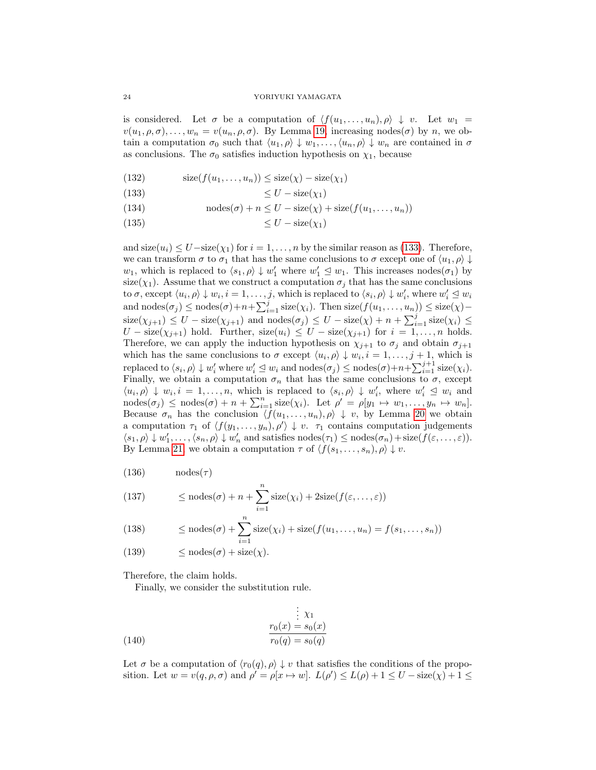is considered. Let $\sigma$ be a computation of $\langle f(u_1, \dots, u_n), \rho\rangle \downarrow v$. Let $w_1 = v(u_1, \rho, \sigma), \dots, w_n = v(u_n, \rho, \sigma)$. By Lemma 19, increasing nodes($\sigma$) by $n$, we obtain a computation $\sigma_0$ such that $\langle u_1, \rho\rangle \downarrow w_1, \dots, \langle u_n, \rho\rangle \downarrow w_n$ are contained in $\sigma$ as conclusions. The $\sigma_0$ satisfies induction hypothesis on $\chi_1$, because

$$
\begin{aligned}
&(132) \qquad \mathrm{size}(f(u_1, \dots, u_n)) \leq \mathrm{size}(\chi) - \mathrm{size}(\chi_1) \\
&(133) \qquad \leq U - \mathrm{size}(\chi_1) \\
&(134) \qquad \mathrm{nodes}(\sigma) + n \leq U - \mathrm{size}(\chi) + \mathrm{size}(f(u_1, \dots, u_n)) \\
&(135) \qquad \leq U - \mathrm{size}(\chi_1)
\end{aligned}
$$

and $\mathrm{size}(u_i) \leq U - \mathrm{size}(\chi_1)$ for $i = 1, \dots, n$ by the similar reason as (133). Therefore, we can transform $\sigma$ to $\sigma_1$ that has the same conclusions to $\sigma$ except one of $\langle u_1, \rho\rangle \downarrow w_1$, which is replaced to $\langle s_1, \rho\rangle \downarrow w'_1$ where $w'_1 \trianglelefteq w_1$. This increases nodes($\sigma_1$) by size($\chi_1$). Assume that we construct a computation $\sigma_j$ that has the same conclusions to $\sigma$, except $\langle u_i, \rho\rangle \downarrow w_i, i = 1, \dots, j$, which is replaced to $\langle s_i, \rho\rangle \downarrow w'_i$, where $w'_i \trianglelefteq w_i$ and $\mathrm{nodes}(\sigma_j) \leq \mathrm{nodes}(\sigma) + n + \sum_{i=1}^{j} \mathrm{size}(\chi_i)$. Then $\mathrm{size}(f(u_1, \dots, u_n)) \leq \mathrm{size}(\chi) - \mathrm{size}(\chi_{j+1}) \leq U - \mathrm{size}(\chi_{j+1})$ and $\mathrm{nodes}(\sigma_j) \leq U - \mathrm{size}(\chi) + n + \sum_{i=1}^{j} \mathrm{size}(\chi_i) \leq U - \mathrm{size}(\chi_{j+1})$ hold. Further, $\mathrm{size}(u_i) \leq U - \mathrm{size}(\chi_{j+1})$ for $i = 1, \dots, n$ holds. Therefore, we can apply the induction hypothesis on $\chi_{j+1}$ to $\sigma_j$ and obtain $\sigma_{j+1}$ which has the same conclusions to $\sigma$ except $\langle u_i, \rho\rangle \downarrow w_i, i = 1, \dots, j+1$, which is replaced to $\langle s_i, \rho\rangle \downarrow w'_i$ where $w'_i \trianglelefteq w_i$ and $\mathrm{nodes}(\sigma_j) \leq \mathrm{nodes}(\sigma) + n + \sum_{i=1}^{j+1} \mathrm{size}(\chi_i)$. Finally, we obtain a computation $\sigma_n$ that has the same conclusions to $\sigma$, except $\langle u_i, \rho\rangle \downarrow w_i, i = 1, \dots, n$, which is replaced to $\langle s_i, \rho\rangle \downarrow w'_i$, where $w'_i \trianglelefteq w_i$ and $\mathrm{nodes}(\sigma_j) \leq \mathrm{nodes}(\sigma) + n + \sum_{i=1}^{n} \mathrm{size}(\chi_i)$. Let $\rho' = \rho[y_1 \mapsto w_1, \dots, y_n \mapsto w_n]$. Because $\sigma_n$ has the conclusion $\langle f(u_1, \dots, u_n), \rho\rangle \downarrow v$, by Lemma 20 we obtain a computation $\tau_1$ of $\langle f(y_1, \dots, y_n), \rho'\rangle \downarrow v$. $\tau_1$ contains computation judgements $\langle s_1, \rho\rangle \downarrow w'_1, \dots, \langle s_n, \rho\rangle \downarrow w'_n$ and satisfies $\mathrm{nodes}(\tau_1) \leq \mathrm{nodes}(\sigma_n) + \mathrm{size}(f(\varepsilon, \dots, \varepsilon))$. By Lemma 21, we obtain a computation $\tau$ of $\langle f(s_1, \dots, s_n), \rho\rangle \downarrow v$.

$$
\begin{aligned}
&(136) \qquad \mathrm{nodes}(\tau) \\
&(137) \qquad \leq \mathrm{nodes}(\sigma) + n + \sum_{i=1}^{n} \mathrm{size}(\chi_i) + 2\mathrm{size}(f(\varepsilon, \dots, \varepsilon)) \\
&(138) \qquad \leq \mathrm{nodes}(\sigma) + \sum_{i=1}^{n} \mathrm{size}(\chi_i) + \mathrm{size}(f(u_1, \dots, u_n) = f(s_1, \dots, s_n)) \\
&(139) \qquad \leq \mathrm{nodes}(\sigma) + \mathrm{size}(\chi).
\end{aligned}
$$

Therefore, the claim holds.

Finally, we consider the substitution rule.

$$
\frac{\begin{array}{c} \vdots\ \chi_1 \\ r_0(x) = s_0(x) \end{array}}{r_0(q) = s_0(q)} \qquad (140)
$$

Let $\sigma$ be a computation of $\langle r_0(q), \rho\rangle \downarrow v$ that satisfies the conditions of the proposition. Let $w = v(q, \rho, \sigma)$ and $\rho' = \rho[x \mapsto w]$. $L(\rho') \leq L(\rho) + 1 \leq U - \mathrm{size}(\chi) + 1 \leq$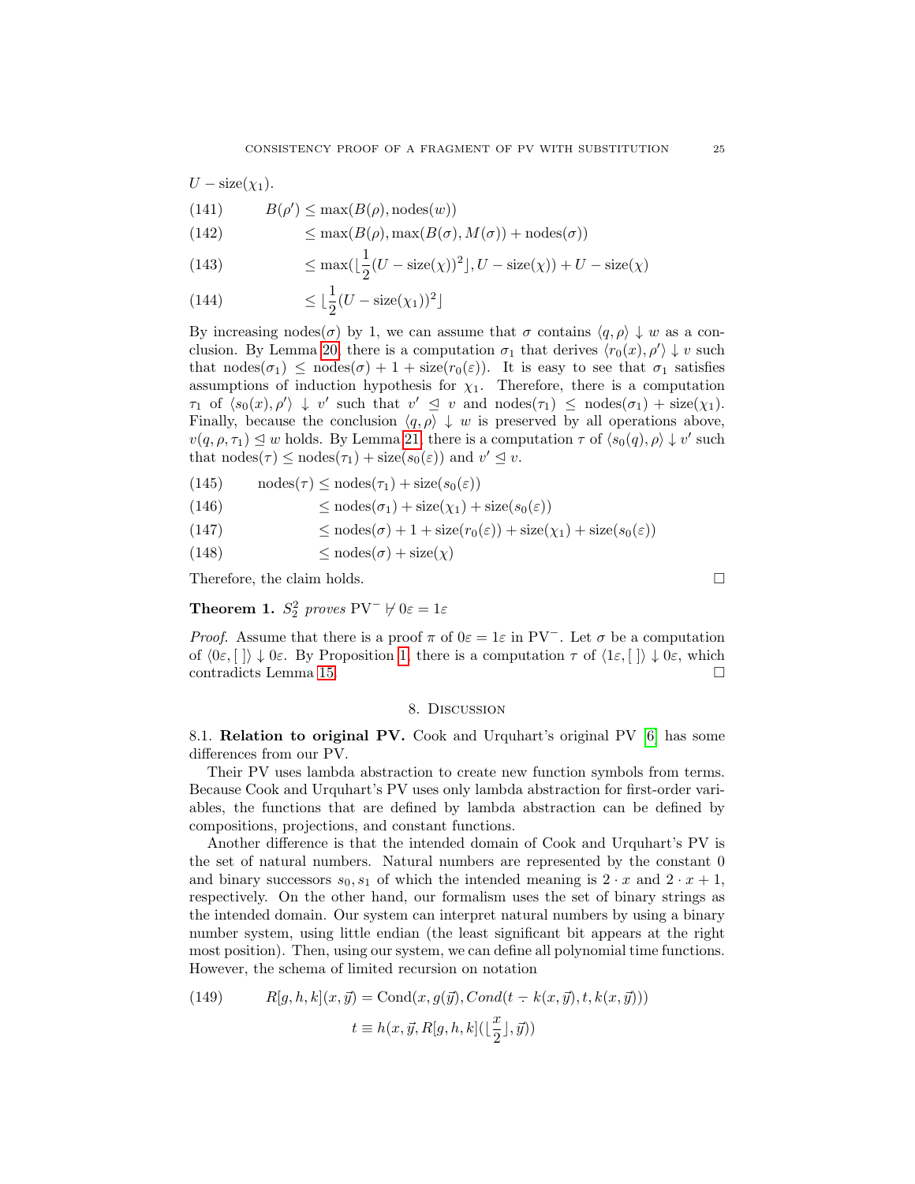$U - \text{size}(\chi_1)$.

$$B(\rho') \leq \max(B(\rho), \text{nodes}(w)) \tag{141}$$

$$\leq \max(B(\rho), \max(B(\sigma), M(\sigma)) + \text{nodes}(\sigma)) \tag{142}$$

$$\leq \max(\lfloor \frac{1}{2}(U - \text{size}(\chi))^2 \rfloor, U - \text{size}(\chi)) + U - \text{size}(\chi) \tag{143}$$

$$\leq \lfloor \frac{1}{2}(U - \text{size}(\chi_1))^2 \rfloor \tag{144}$$

By increasing $\text{nodes}(\sigma)$ by 1, we can assume that $\sigma$ contains $\langle q, \rho \rangle \downarrow w$ as a conclusion. By Lemma 20, there is a computation $\sigma_1$ that derives $\langle r_0(x), \rho' \rangle \downarrow v$ such that $\text{nodes}(\sigma_1) \leq \text{nodes}(\sigma) + 1 + \text{size}(r_0(\varepsilon))$. It is easy to see that $\sigma_1$ satisfies assumptions of induction hypothesis for $\chi_1$. Therefore, there is a computation $\tau_1$ of $\langle s_0(x), \rho' \rangle \downarrow v'$ such that $v' \trianglelefteq v$ and $\text{nodes}(\tau_1) \leq \text{nodes}(\sigma_1) + \text{size}(\chi_1)$. Finally, because the conclusion $\langle q, \rho \rangle \downarrow w$ is preserved by all operations above, $v(q, \rho, \tau_1) \trianglelefteq w$ holds. By Lemma 21, there is a computation $\tau$ of $\langle s_0(q), \rho \rangle \downarrow v'$ such that $\text{nodes}(\tau) \leq \text{nodes}(\tau_1) + \text{size}(s_0(\varepsilon))$ and $v' \trianglelefteq v$.

$$\text{nodes}(\tau) \leq \text{nodes}(\tau_1) + \text{size}(s_0(\varepsilon)) \tag{145}$$

$$\leq \text{nodes}(\sigma_1) + \text{size}(\chi_1) + \text{size}(s_0(\varepsilon)) \tag{146}$$

$$\leq \text{nodes}(\sigma) + 1 + \text{size}(r_0(\varepsilon)) + \text{size}(\chi_1) + \text{size}(s_0(\varepsilon)) \tag{147}$$

$$\leq \text{nodes}(\sigma) + \text{size}(\chi) \tag{148}$$

Therefore, the claim holds. □

**Theorem 1.** *$S^2_2$ proves* $\text{PV}^- \nvdash 0\varepsilon = 1\varepsilon$

*Proof.* Assume that there is a proof $\pi$ of $0\varepsilon = 1\varepsilon$ in $\text{PV}^-$. Let $\sigma$ be a computation of $\langle 0\varepsilon, [\,] \rangle \downarrow 0\varepsilon$. By Proposition 1, there is a computation $\tau$ of $\langle 1\varepsilon, [\,] \rangle \downarrow 0\varepsilon$, which contradicts Lemma 15. □

## 8. Discussion

8.1. **Relation to original PV.** Cook and Urquhart's original PV [6] has some differences from our PV.

Their PV uses lambda abstraction to create new function symbols from terms. Because Cook and Urquhart's PV uses only lambda abstraction for first-order variables, the functions that are defined by lambda abstraction can be defined by compositions, projections, and constant functions.

Another difference is that the intended domain of Cook and Urquhart's PV is the set of natural numbers. Natural numbers are represented by the constant 0 and binary successors $s_0, s_1$ of which the intended meaning is $2 \cdot x$ and $2 \cdot x + 1$, respectively. On the other hand, our formalism uses the set of binary strings as the intended domain. Our system can interpret natural numbers by using a binary number system, using little endian (the least significant bit appears at the right most position). Then, using our system, we can define all polynomial time functions. However, the schema of limited recursion on notation

$$R[g, h, k](x, \vec{y}) = \text{Cond}(x, g(\vec{y}), Cond(t \dot{-} k(x, \vec{y}), t, k(x, \vec{y}))) \tag{149}$$

$$t \equiv h(x, \vec{y}, R[g, h, k](\lfloor \frac{x}{2} \rfloor, \vec{y}))$$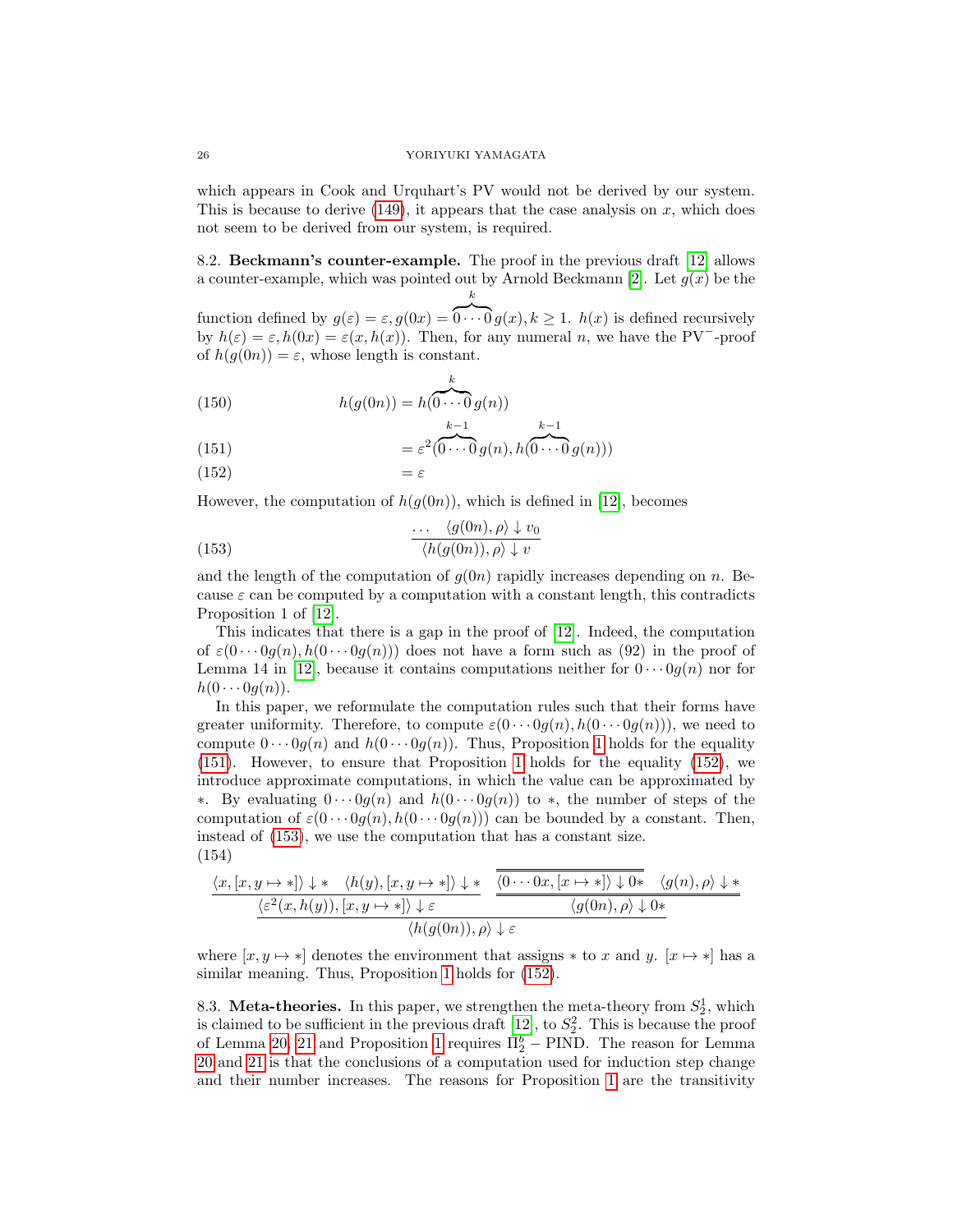which appears in Cook and Urquhart's PV would not be derived by our system. This is because to derive (149), it appears that the case analysis on $x$, which does not seem to be derived from our system, is required.

8.2. **Beckmann's counter-example.** The proof in the previous draft [12] allows a counter-example, which was pointed out by Arnold Beckmann [2]. Let $g(x)$ be the function defined by $g(\varepsilon) = \varepsilon, g(0x) = \overbrace{0 \cdots 0}^{k} g(x), k \geq 1$. $h(x)$ is defined recursively by $h(\varepsilon) = \varepsilon, h(0x) = \varepsilon(x, h(x))$. Then, for any numeral $n$, we have the $\mathrm{PV}^-$-proof of $h(g(0n)) = \varepsilon$, whose length is constant.

$$h(g(0n)) = h(\overbrace{0 \cdots 0}^{k} g(n)) \tag{150}$$

$$= \varepsilon^2(\overbrace{0 \cdots 0}^{k-1} g(n), h(\overbrace{0 \cdots 0}^{k-1} g(n))) \tag{151}$$

$$= \varepsilon \tag{152}$$

However, the computation of $h(g(0n))$, which is defined in [12], becomes

$$\frac{\cdots \quad \langle g(0n), \rho \rangle \downarrow v_0}{\langle h(g(0n)), \rho \rangle \downarrow v} \tag{153}$$

and the length of the computation of $g(0n)$ rapidly increases depending on $n$. Because $\varepsilon$ can be computed by a computation with a constant length, this contradicts Proposition 1 of [12].

This indicates that there is a gap in the proof of [12]. Indeed, the computation of $\varepsilon(0 \cdots 0g(n), h(0 \cdots 0g(n)))$ does not have a form such as (92) in the proof of Lemma 14 in [12], because it contains computations neither for $0 \cdots 0g(n)$ nor for $h(0 \cdots 0g(n))$.

In this paper, we reformulate the computation rules such that their forms have greater uniformity. Therefore, to compute $\varepsilon(0 \cdots 0g(n), h(0 \cdots 0g(n)))$, we need to compute $0 \cdots 0g(n)$ and $h(0 \cdots 0g(n))$. Thus, Proposition 1 holds for the equality (151). However, to ensure that Proposition 1 holds for the equality (152), we introduce approximate computations, in which the value can be approximated by $*$. By evaluating $0 \cdots 0g(n)$ and $h(0 \cdots 0g(n))$ to $*$, the number of steps of the computation of $\varepsilon(0 \cdots 0g(n), h(0 \cdots 0g(n)))$ can be bounded by a constant. Then, instead of (153), we use the computation that has a constant size.

$$\frac{\dfrac{\langle x, [x, y \mapsto *] \rangle \downarrow * \quad \langle h(y), [x, y \mapsto *] \rangle \downarrow *}{\langle \varepsilon^2(x, h(y)), [x, y \mapsto *] \rangle \downarrow \varepsilon} \quad \dfrac{\overline{\overline{\langle 0 \cdots 0x, [x \mapsto *] \rangle \downarrow 0*}} \quad \langle g(n), \rho \rangle \downarrow *}{\langle g(0n), \rho \rangle \downarrow 0*}}{\langle h(g(0n)), \rho \rangle \downarrow \varepsilon} \tag{154}$$

where $[x, y \mapsto *]$ denotes the environment that assigns $*$ to $x$ and $y$. $[x \mapsto *]$ has a similar meaning. Thus, Proposition 1 holds for (152).

8.3. **Meta-theories.** In this paper, we strengthen the meta-theory from $S_2^1$, which is claimed to be sufficient in the previous draft [12], to $S_2^2$. This is because the proof of Lemma 20, 21 and Proposition 1 requires $\Pi_2^b - \mathrm{PIND}$. The reason for Lemma 20 and 21 is that the conclusions of a computation used for induction step change and their number increases. The reasons for Proposition 1 are the transitivity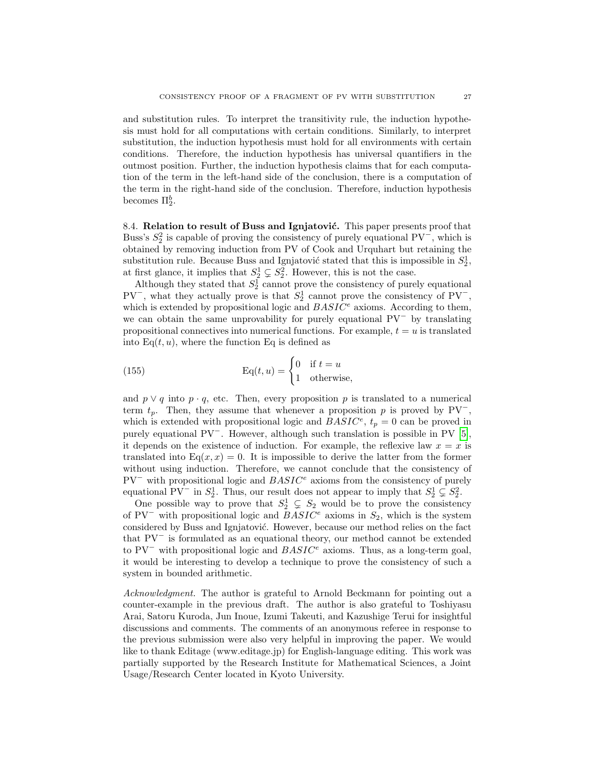and substitution rules. To interpret the transitivity rule, the induction hypothesis must hold for all computations with certain conditions. Similarly, to interpret substitution, the induction hypothesis must hold for all environments with certain conditions. Therefore, the induction hypothesis has universal quantifiers in the outmost position. Further, the induction hypothesis claims that for each computation of the term in the left-hand side of the conclusion, there is a computation of the term in the right-hand side of the conclusion. Therefore, induction hypothesis becomes $\Pi^b_2$.

8.4. **Relation to result of Buss and Ignjatović.** This paper presents proof that Buss's $S^2_2$ is capable of proving the consistency of purely equational $\mathrm{PV}^-$, which is obtained by removing induction from PV of Cook and Urquhart but retaining the substitution rule. Because Buss and Ignjatović stated that this is impossible in $S^1_2$, at first glance, it implies that $S^1_2 \subsetneq S^2_2$. However, this is not the case.

Although they stated that $S^1_2$ cannot prove the consistency of purely equational $\mathrm{PV}^-$, what they actually prove is that $S^1_2$ cannot prove the consistency of $\mathrm{PV}^-$, which is extended by propositional logic and $BASIC^e$ axioms. According to them, we can obtain the same unprovability for purely equational $\mathrm{PV}^-$ by translating propositional connectives into numerical functions. For example, $t = u$ is translated into $\mathrm{Eq}(t, u)$, where the function Eq is defined as

$$\mathrm{Eq}(t, u) = \begin{cases} 0 & \text{if } t = u \\ 1 & \text{otherwise,} \end{cases} \tag{155}$$

and $p \vee q$ into $p \cdot q$, etc. Then, every proposition $p$ is translated to a numerical term $t_p$. Then, they assume that whenever a proposition $p$ is proved by $\mathrm{PV}^-$, which is extended with propositional logic and $BASIC^e$, $t_p = 0$ can be proved in purely equational $\mathrm{PV}^-$. However, although such translation is possible in PV [5], it depends on the existence of induction. For example, the reflexive law $x = x$ is translated into $\mathrm{Eq}(x, x) = 0$. It is impossible to derive the latter from the former without using induction. Therefore, we cannot conclude that the consistency of $\mathrm{PV}^-$ with propositional logic and $BASIC^e$ axioms from the consistency of purely equational $\mathrm{PV}^-$ in $S^1_2$. Thus, our result does not appear to imply that $S^1_2 \subsetneq S^2_2$.

One possible way to prove that $S^1_2 \subsetneq S_2$ would be to prove the consistency of $\mathrm{PV}^-$ with propositional logic and $BASIC^e$ axioms in $S_2$, which is the system considered by Buss and Ignjatović. However, because our method relies on the fact that $\mathrm{PV}^-$ is formulated as an equational theory, our method cannot be extended to $\mathrm{PV}^-$ with propositional logic and $BASIC^e$ axioms. Thus, as a long-term goal, it would be interesting to develop a technique to prove the consistency of such a system in bounded arithmetic.

*Acknowledgment.* The author is grateful to Arnold Beckmann for pointing out a counter-example in the previous draft. The author is also grateful to Toshiyasu Arai, Satoru Kuroda, Jun Inoue, Izumi Takeuti, and Kazushige Terui for insightful discussions and comments. The comments of an anonymous referee in response to the previous submission were also very helpful in improving the paper. We would like to thank Editage (www.editage.jp) for English-language editing. This work was partially supported by the Research Institute for Mathematical Sciences, a Joint Usage/Research Center located in Kyoto University.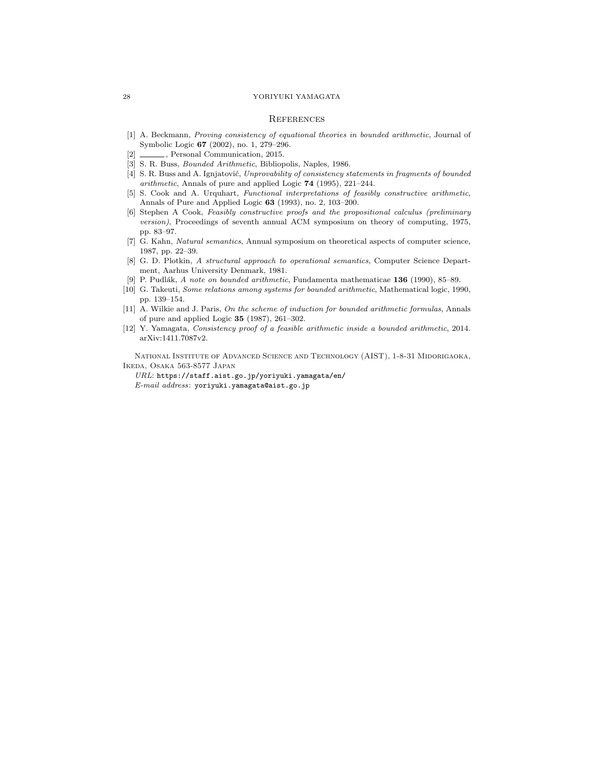## References

[1] A. Beckmann, *Proving consistency of equational theories in bounded arithmetic*, Journal of Symbolic Logic **67** (2002), no. 1, 279–296.

[2] ______, Personal Communication, 2015.

[3] S. R. Buss, *Bounded Arithmetic*, Bibliopolis, Naples, 1986.

[4] S. R. Buss and A. Ignjatović, *Unprovability of consistency statements in fragments of bounded arithmetic*, Annals of pure and applied Logic **74** (1995), 221–244.

[5] S. Cook and A. Urquhart, *Functional interpretations of feasibly constructive arithmetic*, Annals of Pure and Applied Logic **63** (1993), no. 2, 103–200.

[6] Stephen A Cook, *Feasibly constructive proofs and the propositional calculus (preliminary version)*, Proceedings of seventh annual ACM symposium on theory of computing, 1975, pp. 83–97.

[7] G. Kahn, *Natural semantics*, Annual symposium on theoretical aspects of computer science, 1987, pp. 22–39.

[8] G. D. Plotkin, *A structural approach to operational semantics*, Computer Science Department, Aarhus University Denmark, 1981.

[9] P. Pudlák, *A note on bounded arithmetic*, Fundamenta mathematicae **136** (1990), 85–89.

[10] G. Takeuti, *Some relations among systems for bounded arithmetic*, Mathematical logic, 1990, pp. 139–154.

[11] A. Wilkie and J. Paris, *On the scheme of induction for bounded arithmetic formulas*, Annals of pure and applied Logic **35** (1987), 261–302.

[12] Y. Yamagata, *Consistency proof of a feasible arithmetic inside a bounded arithmetic*, 2014. arXiv:1411.7087v2.

National Institute of Advanced Science and Technology (AIST), 1-8-31 Midorigaoka, Ikeda, Osaka 563-8577 Japan

*URL*: `https://staff.aist.go.jp/yoriyuki.yamagata/en/`

*E-mail address*: `yoriyuki.yamagata@aist.go.jp`